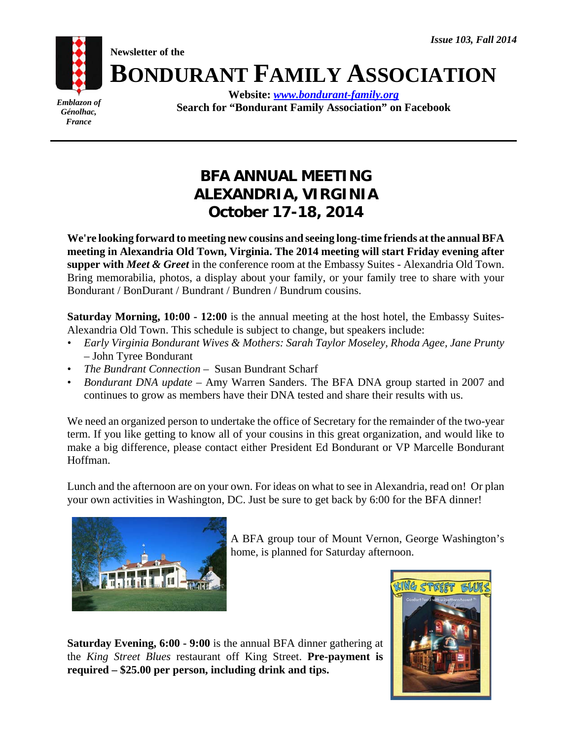*Issue 103, Fall 2014*

**Newsletter of the**

# BONDURANT FAMILY ASSOCIATION

**Website: [www.bondurant-family.org](http://www.bondurant-family.org)**
**Search for "Bondurant Family Association" on Facebook**

*Emblazon of Génolhac, France*

---

## BFA ANNUAL MEETING
## ALEXANDRIA, VIRGINIA
## October 17-18, 2014

**We're looking forward to meeting new cousins and seeing long-time friends at the annual BFA meeting in Alexandria Old Town, Virginia. The 2014 meeting will start Friday evening after supper with *Meet & Greet*** in the conference room at the Embassy Suites - Alexandria Old Town. Bring memorabilia, photos, a display about your family, or your family tree to share with your Bondurant / BonDurant / Bundrant / Bundren / Bundrum cousins.

**Saturday Morning, 10:00 - 12:00** is the annual meeting at the host hotel, the Embassy Suites-Alexandria Old Town. This schedule is subject to change, but speakers include:

- *Early Virginia Bondurant Wives & Mothers: Sarah Taylor Moseley, Rhoda Agee, Jane Prunty* – John Tyree Bondurant
- *The Bundrant Connection* – Susan Bundrant Scharf
- *Bondurant DNA update* – Amy Warren Sanders. The BFA DNA group started in 2007 and continues to grow as members have their DNA tested and share their results with us.

We need an organized person to undertake the office of Secretary for the remainder of the two-year term. If you like getting to know all of your cousins in this great organization, and would like to make a big difference, please contact either President Ed Bondurant or VP Marcelle Bondurant Hoffman.

Lunch and the afternoon are on your own. For ideas on what to see in Alexandria, read on! Or plan your own activities in Washington, DC. Just be sure to get back by 6:00 for the BFA dinner!

A BFA group tour of Mount Vernon, George Washington's home, is planned for Saturday afternoon.

**Saturday Evening, 6:00 - 9:00** is the annual BFA dinner gathering at the *King Street Blues* restaurant off King Street. **Pre-payment is required – $25.00 per person, including drink and tips.**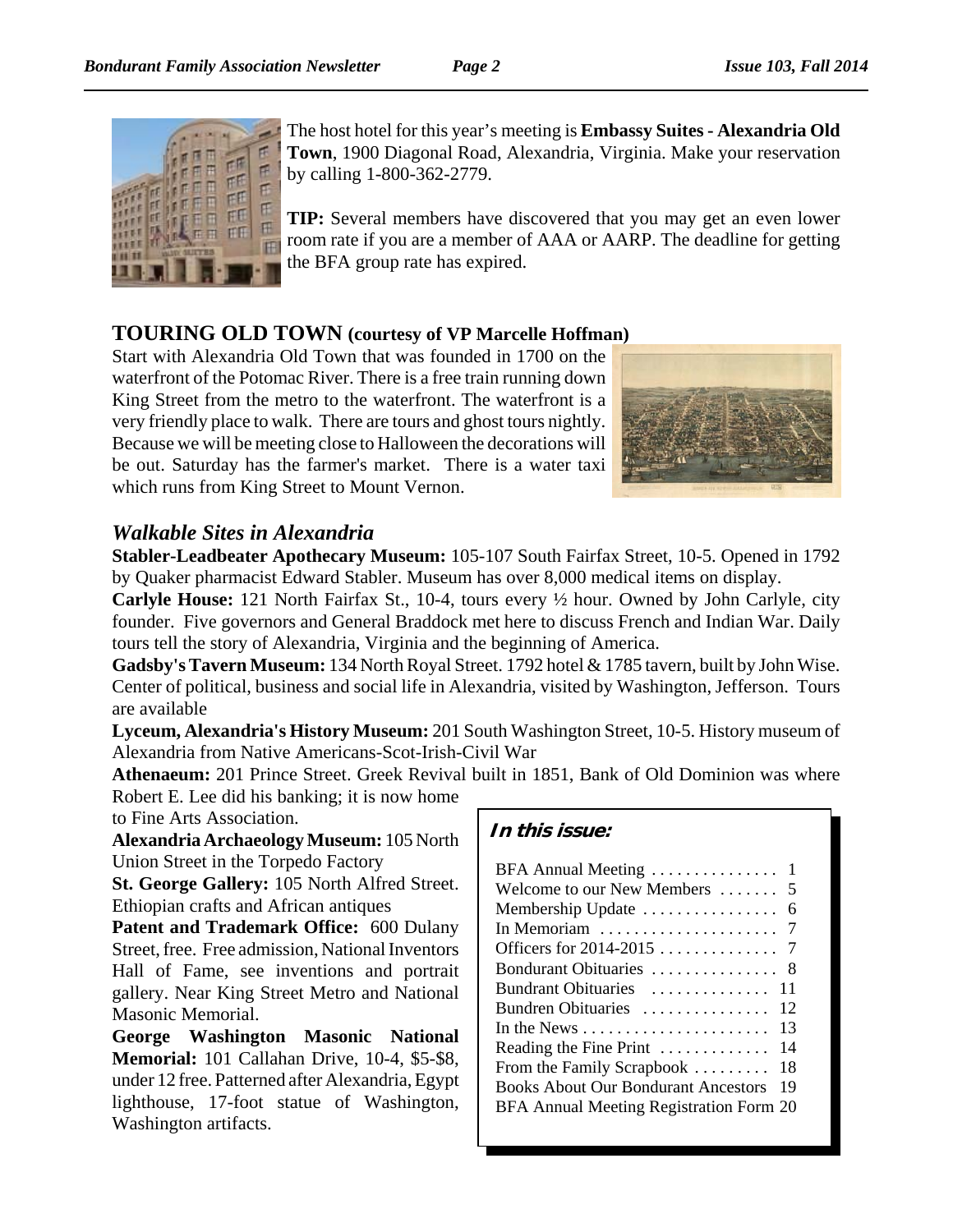The host hotel for this year's meeting is **Embassy Suites - Alexandria Old Town**, 1900 Diagonal Road, Alexandria, Virginia. Make your reservation by calling 1-800-362-2779.

**TIP:** Several members have discovered that you may get an even lower room rate if you are a member of AAA or AARP. The deadline for getting the BFA group rate has expired.

## TOURING OLD TOWN (courtesy of VP Marcelle Hoffman)

Start with Alexandria Old Town that was founded in 1700 on the waterfront of the Potomac River. There is a free train running down King Street from the metro to the waterfront. The waterfront is a very friendly place to walk. There are tours and ghost tours nightly. Because we will be meeting close to Halloween the decorations will be out. Saturday has the farmer's market. There is a water taxi which runs from King Street to Mount Vernon.

### *Walkable Sites in Alexandria*

**Stabler-Leadbeater Apothecary Museum:** 105-107 South Fairfax Street, 10-5. Opened in 1792 by Quaker pharmacist Edward Stabler. Museum has over 8,000 medical items on display.

**Carlyle House:** 121 North Fairfax St., 10-4, tours every ½ hour. Owned by John Carlyle, city founder. Five governors and General Braddock met here to discuss French and Indian War. Daily tours tell the story of Alexandria, Virginia and the beginning of America.

**Gadsby's Tavern Museum:** 134 North Royal Street. 1792 hotel & 1785 tavern, built by John Wise. Center of political, business and social life in Alexandria, visited by Washington, Jefferson. Tours are available

**Lyceum, Alexandria's History Museum:** 201 South Washington Street, 10-5. History museum of Alexandria from Native Americans-Scot-Irish-Civil War

**Athenaeum:** 201 Prince Street. Greek Revival built in 1851, Bank of Old Dominion was where Robert E. Lee did his banking; it is now home to Fine Arts Association.

**Alexandria Archaeology Museum:** 105 North Union Street in the Torpedo Factory

**St. George Gallery:** 105 North Alfred Street. Ethiopian crafts and African antiques

**Patent and Trademark Office:** 600 Dulany Street, free. Free admission, National Inventors Hall of Fame, see inventions and portrait gallery. Near King Street Metro and National Masonic Memorial.

**George Washington Masonic National Memorial:** 101 Callahan Drive, 10-4, \$5-\$8, under 12 free. Patterned after Alexandria, Egypt lighthouse, 17-foot statue of Washington, Washington artifacts.

**In this issue:**

| | |
|---|---|
| BFA Annual Meeting | 1 |
| Welcome to our New Members | 5 |
| Membership Update | 6 |
| In Memoriam | 7 |
| Officers for 2014-2015 | 7 |
| Bondurant Obituaries | 8 |
| Bundrant Obituaries | 11 |
| Bundren Obituaries | 12 |
| In the News | 13 |
| Reading the Fine Print | 14 |
| From the Family Scrapbook | 18 |
| Books About Our Bondurant Ancestors | 19 |
| BFA Annual Meeting Registration Form | 20 |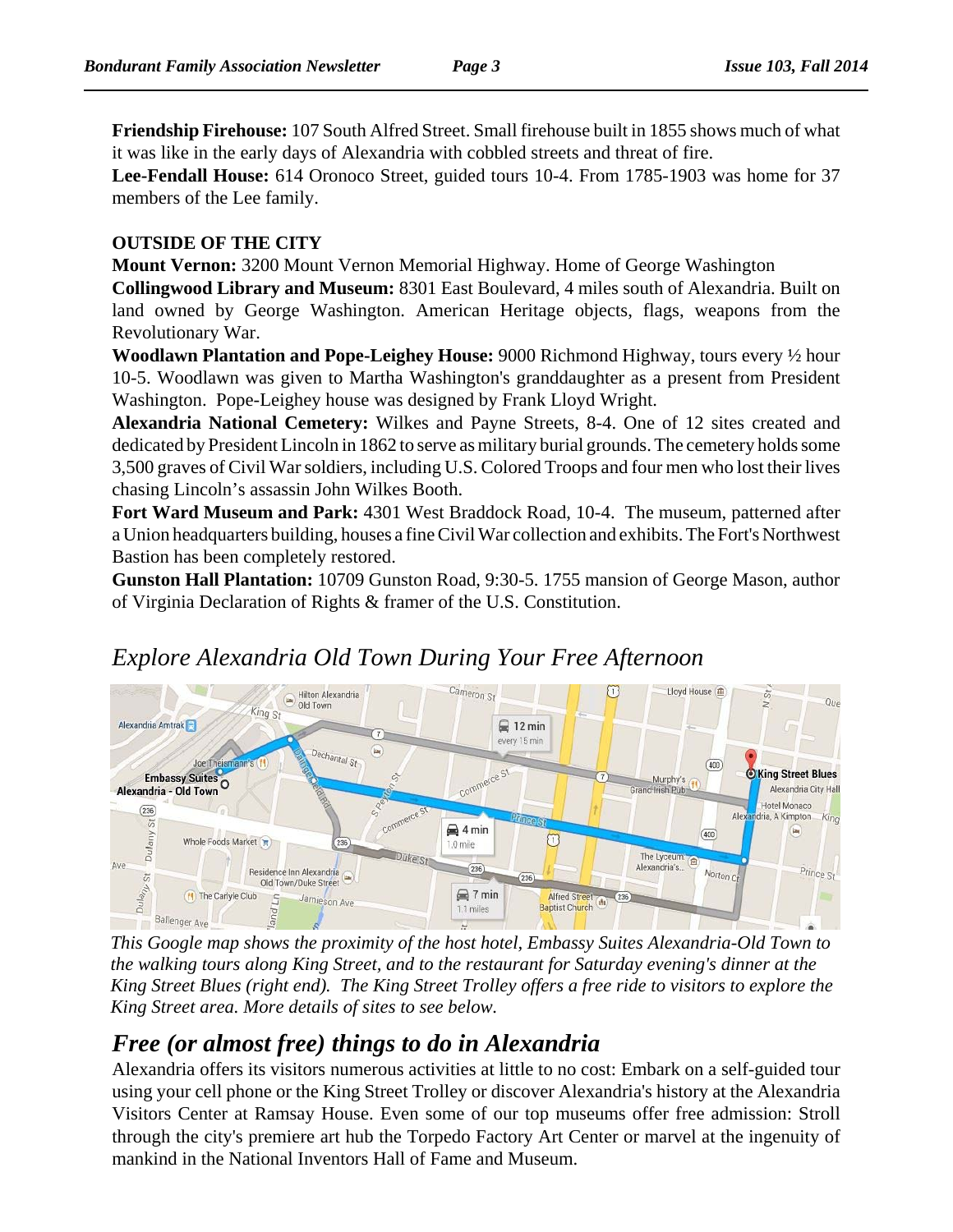**Friendship Firehouse:** 107 South Alfred Street. Small firehouse built in 1855 shows much of what it was like in the early days of Alexandria with cobbled streets and threat of fire.

**Lee-Fendall House:** 614 Oronoco Street, guided tours 10-4. From 1785-1903 was home for 37 members of the Lee family.

**OUTSIDE OF THE CITY**

**Mount Vernon:** 3200 Mount Vernon Memorial Highway. Home of George Washington

**Collingwood Library and Museum:** 8301 East Boulevard, 4 miles south of Alexandria. Built on land owned by George Washington. American Heritage objects, flags, weapons from the Revolutionary War.

**Woodlawn Plantation and Pope-Leighey House:** 9000 Richmond Highway, tours every ½ hour 10-5. Woodlawn was given to Martha Washington's granddaughter as a present from President Washington. Pope-Leighey house was designed by Frank Lloyd Wright.

**Alexandria National Cemetery:** Wilkes and Payne Streets, 8-4. One of 12 sites created and dedicated by President Lincoln in 1862 to serve as military burial grounds. The cemetery holds some 3,500 graves of Civil War soldiers, including U.S. Colored Troops and four men who lost their lives chasing Lincoln's assassin John Wilkes Booth.

**Fort Ward Museum and Park:** 4301 West Braddock Road, 10-4. The museum, patterned after a Union headquarters building, houses a fine Civil War collection and exhibits. The Fort's Northwest Bastion has been completely restored.

**Gunston Hall Plantation:** 10709 Gunston Road, 9:30-5. 1755 mansion of George Mason, author of Virginia Declaration of Rights & framer of the U.S. Constitution.

## *Explore Alexandria Old Town During Your Free Afternoon*

*This Google map shows the proximity of the host hotel, Embassy Suites Alexandria-Old Town to the walking tours along King Street, and to the restaurant for Saturday evening's dinner at the King Street Blues (right end). The King Street Trolley offers a free ride to visitors to explore the King Street area. More details of sites to see below.*

## *Free (or almost free) things to do in Alexandria*

Alexandria offers its visitors numerous activities at little to no cost: Embark on a self-guided tour using your cell phone or the King Street Trolley or discover Alexandria's history at the Alexandria Visitors Center at Ramsay House. Even some of our top museums offer free admission: Stroll through the city's premiere art hub the Torpedo Factory Art Center or marvel at the ingenuity of mankind in the National Inventors Hall of Fame and Museum.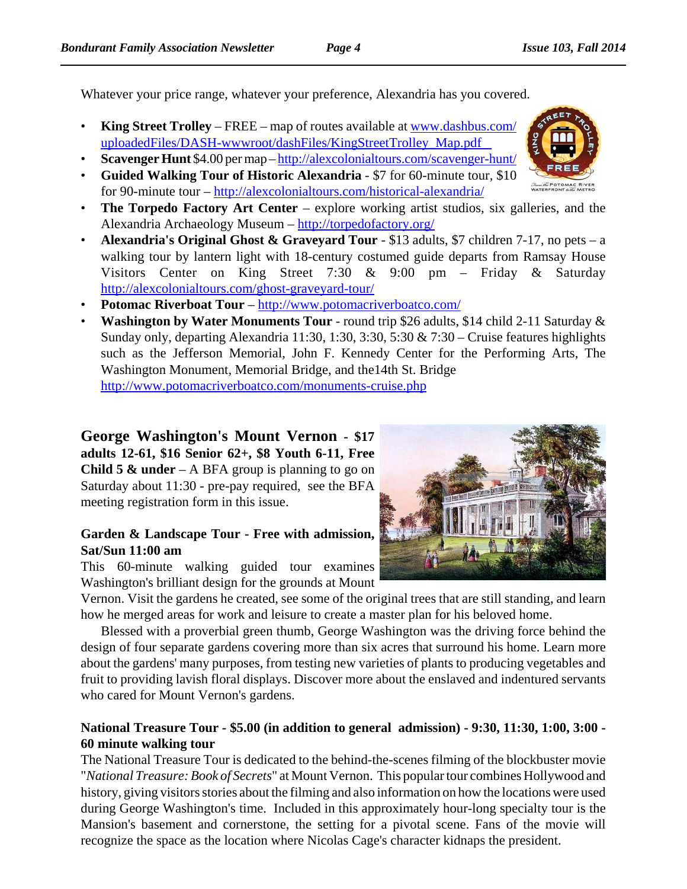Whatever your price range, whatever your preference, Alexandria has you covered.

- **King Street Trolley** – FREE – map of routes available at www.dashbus.com/uploadedFiles/DASH-wwwroot/dashFiles/KingStreetTrolley_Map.pdf
- **Scavenger Hunt** $4.00 per map – http://alexcolonialtours.com/scavenger-hunt/
- **Guided Walking Tour of Historic Alexandria** - $7 for 60-minute tour, $10 for 90-minute tour – http://alexcolonialtours.com/historical-alexandria/
- **The Torpedo Factory Art Center** – explore working artist studios, six galleries, and the Alexandria Archaeology Museum – http://torpedofactory.org/
- **Alexandria's Original Ghost & Graveyard Tour** - $13 adults, $7 children 7-17, no pets – a walking tour by lantern light with 18-century costumed guide departs from Ramsay House Visitors Center on King Street 7:30 & 9:00 pm – Friday & Saturday http://alexcolonialtours.com/ghost-graveyard-tour/
- **Potomac Riverboat Tour** – http://www.potomacriverboatco.com/
- **Washington by Water Monuments Tour** - round trip $26 adults, $14 child 2-11 Saturday & Sunday only, departing Alexandria 11:30, 1:30, 3:30, 5:30 & 7:30 – Cruise features highlights such as the Jefferson Memorial, John F. Kennedy Center for the Performing Arts, The Washington Monument, Memorial Bridge, and the14th St. Bridge http://www.potomacriverboatco.com/monuments-cruise.php

**George Washington's Mount Vernon - $17 adults 12-61, $16 Senior 62+, $8 Youth 6-11, Free Child 5 & under** – A BFA group is planning to go on Saturday about 11:30 - pre-pay required, see the BFA meeting registration form in this issue.

**Garden & Landscape Tour - Free with admission, Sat/Sun 11:00 am**

This 60-minute walking guided tour examines Washington's brilliant design for the grounds at Mount Vernon. Visit the gardens he created, see some of the original trees that are still standing, and learn how he merged areas for work and leisure to create a master plan for his beloved home.

Blessed with a proverbial green thumb, George Washington was the driving force behind the design of four separate gardens covering more than six acres that surround his home. Learn more about the gardens' many purposes, from testing new varieties of plants to producing vegetables and fruit to providing lavish floral displays. Discover more about the enslaved and indentured servants who cared for Mount Vernon's gardens.

**National Treasure Tour - $5.00 (in addition to general admission) - 9:30, 11:30, 1:00, 3:00 - 60 minute walking tour**

The National Treasure Tour is dedicated to the behind-the-scenes filming of the blockbuster movie "*National Treasure: Book of Secrets*" at Mount Vernon. This popular tour combines Hollywood and history, giving visitors stories about the filming and also information on how the locations were used during George Washington's time. Included in this approximately hour-long specialty tour is the Mansion's basement and cornerstone, the setting for a pivotal scene. Fans of the movie will recognize the space as the location where Nicolas Cage's character kidnaps the president.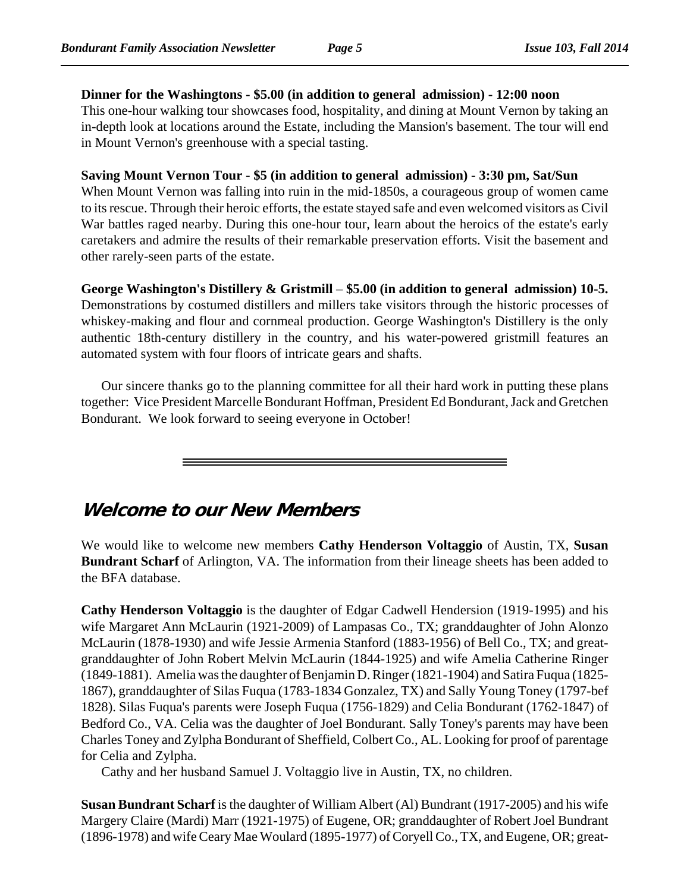**Dinner for the Washingtons - $5.00 (in addition to general admission) - 12:00 noon**
This one-hour walking tour showcases food, hospitality, and dining at Mount Vernon by taking an in-depth look at locations around the Estate, including the Mansion's basement. The tour will end in Mount Vernon's greenhouse with a special tasting.

**Saving Mount Vernon Tour - $5 (in addition to general admission) - 3:30 pm, Sat/Sun**
When Mount Vernon was falling into ruin in the mid-1850s, a courageous group of women came to its rescue. Through their heroic efforts, the estate stayed safe and even welcomed visitors as Civil War battles raged nearby. During this one-hour tour, learn about the heroics of the estate's early caretakers and admire the results of their remarkable preservation efforts. Visit the basement and other rarely-seen parts of the estate.

**George Washington's Distillery & Gristmill – $5.00 (in addition to general admission) 10-5.**
Demonstrations by costumed distillers and millers take visitors through the historic processes of whiskey-making and flour and cornmeal production. George Washington's Distillery is the only authentic 18th-century distillery in the country, and his water-powered gristmill features an automated system with four floors of intricate gears and shafts.

Our sincere thanks go to the planning committee for all their hard work in putting these plans together: Vice President Marcelle Bondurant Hoffman, President Ed Bondurant, Jack and Gretchen Bondurant. We look forward to seeing everyone in October!

---

## Welcome to our New Members

We would like to welcome new members **Cathy Henderson Voltaggio** of Austin, TX, **Susan Bundrant Scharf** of Arlington, VA. The information from their lineage sheets has been added to the BFA database.

**Cathy Henderson Voltaggio** is the daughter of Edgar Cadwell Hendersion (1919-1995) and his wife Margaret Ann McLaurin (1921-2009) of Lampasas Co., TX; granddaughter of John Alonzo McLaurin (1878-1930) and wife Jessie Armenia Stanford (1883-1956) of Bell Co., TX; and great-granddaughter of John Robert Melvin McLaurin (1844-1925) and wife Amelia Catherine Ringer (1849-1881). Amelia was the daughter of Benjamin D. Ringer (1821-1904) and Satira Fuqua (1825-1867), granddaughter of Silas Fuqua (1783-1834 Gonzalez, TX) and Sally Young Toney (1797-bef 1828). Silas Fuqua's parents were Joseph Fuqua (1756-1829) and Celia Bondurant (1762-1847) of Bedford Co., VA. Celia was the daughter of Joel Bondurant. Sally Toney's parents may have been Charles Toney and Zylpha Bondurant of Sheffield, Colbert Co., AL. Looking for proof of parentage for Celia and Zylpha.

Cathy and her husband Samuel J. Voltaggio live in Austin, TX, no children.

**Susan Bundrant Scharf** is the daughter of William Albert (Al) Bundrant (1917-2005) and his wife Margery Claire (Mardi) Marr (1921-1975) of Eugene, OR; granddaughter of Robert Joel Bundrant (1896-1978) and wife Ceary Mae Woulard (1895-1977) of Coryell Co., TX, and Eugene, OR; great-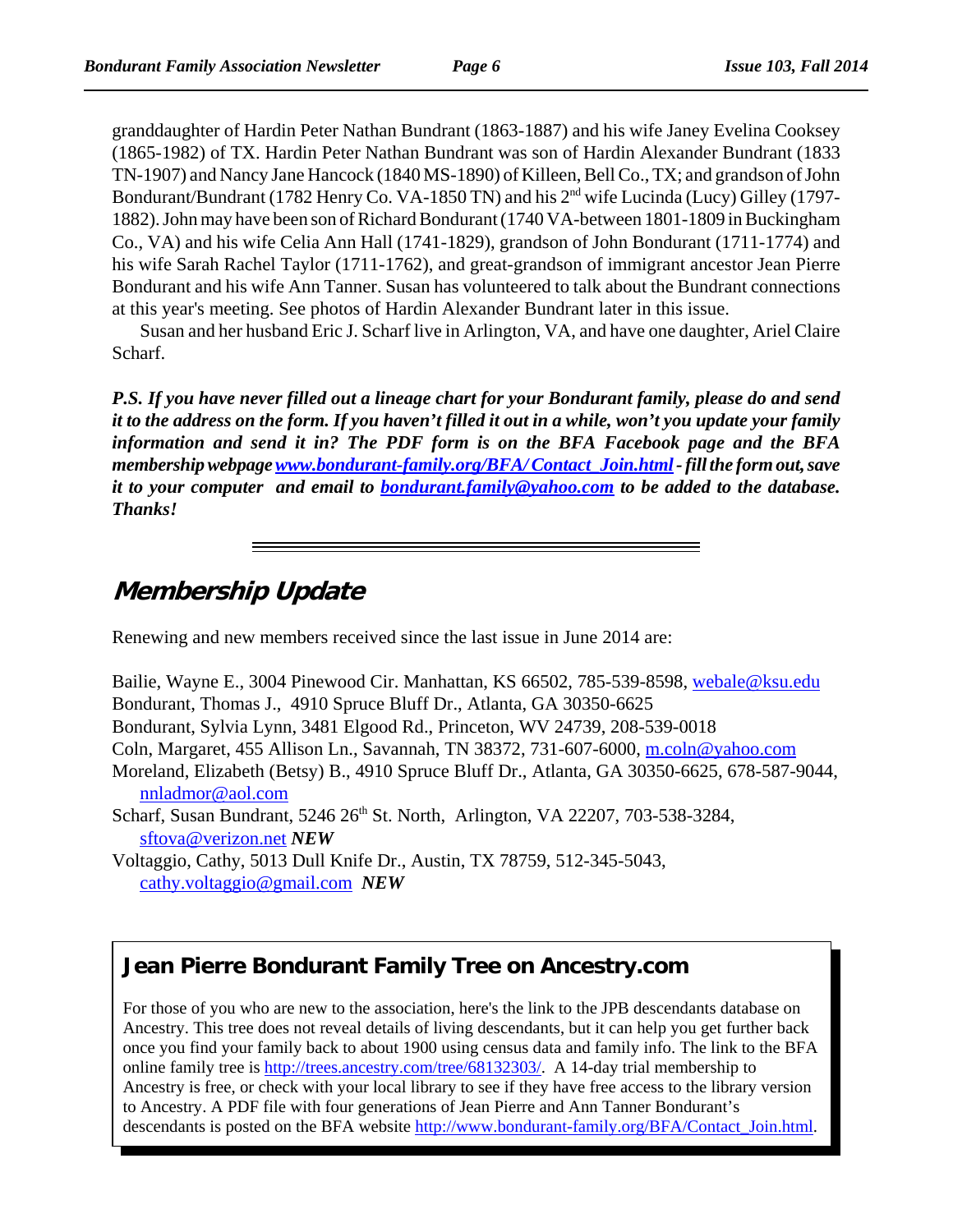granddaughter of Hardin Peter Nathan Bundrant (1863-1887) and his wife Janey Evelina Cooksey (1865-1982) of TX. Hardin Peter Nathan Bundrant was son of Hardin Alexander Bundrant (1833 TN-1907) and Nancy Jane Hancock (1840 MS-1890) of Killeen, Bell Co., TX; and grandson of John Bondurant/Bundrant (1782 Henry Co. VA-1850 TN) and his 2nd wife Lucinda (Lucy) Gilley (1797-1882). John may have been son of Richard Bondurant (1740 VA-between 1801-1809 in Buckingham Co., VA) and his wife Celia Ann Hall (1741-1829), grandson of John Bondurant (1711-1774) and his wife Sarah Rachel Taylor (1711-1762), and great-grandson of immigrant ancestor Jean Pierre Bondurant and his wife Ann Tanner. Susan has volunteered to talk about the Bundrant connections at this year's meeting. See photos of Hardin Alexander Bundrant later in this issue.

Susan and her husband Eric J. Scharf live in Arlington, VA, and have one daughter, Ariel Claire Scharf.

***P.S. If you have never filled out a lineage chart for your Bondurant family, please do and send it to the address on the form. If you haven't filled it out in a while, won't you update your family information and send it in? The PDF form is on the BFA Facebook page and the BFA membership webpage [www.bondurant-family.org/BFA/Contact_Join.html](www.bondurant-family.org/BFA/Contact_Join.html) - fill the form out, save it to your computer and email to [bondurant.family@yahoo.com](mailto:bondurant.family@yahoo.com) to be added to the database. Thanks!***

---

## Membership Update

Renewing and new members received since the last issue in June 2014 are:

Bailie, Wayne E., 3004 Pinewood Cir. Manhattan, KS 66502, 785-539-8598, webale@ksu.edu
Bondurant, Thomas J., 4910 Spruce Bluff Dr., Atlanta, GA 30350-6625
Bondurant, Sylvia Lynn, 3481 Elgood Rd., Princeton, WV 24739, 208-539-0018
Coln, Margaret, 455 Allison Ln., Savannah, TN 38372, 731-607-6000, m.coln@yahoo.com
Moreland, Elizabeth (Betsy) B., 4910 Spruce Bluff Dr., Atlanta, GA 30350-6625, 678-587-9044, nnladmor@aol.com
Scharf, Susan Bundrant, 5246 26th St. North, Arlington, VA 22207, 703-538-3284, sftova@verizon.net ***NEW***
Voltaggio, Cathy, 5013 Dull Knife Dr., Austin, TX 78759, 512-345-5043, cathy.voltaggio@gmail.com ***NEW***

### Jean Pierre Bondurant Family Tree on Ancestry.com

For those of you who are new to the association, here's the link to the JPB descendants database on Ancestry. This tree does not reveal details of living descendants, but it can help you get further back once you find your family back to about 1900 using census data and family info. The link to the BFA online family tree is http://trees.ancestry.com/tree/68132303/. A 14-day trial membership to Ancestry is free, or check with your local library to see if they have free access to the library version to Ancestry. A PDF file with four generations of Jean Pierre and Ann Tanner Bondurant's descendants is posted on the BFA website http://www.bondurant-family.org/BFA/Contact_Join.html.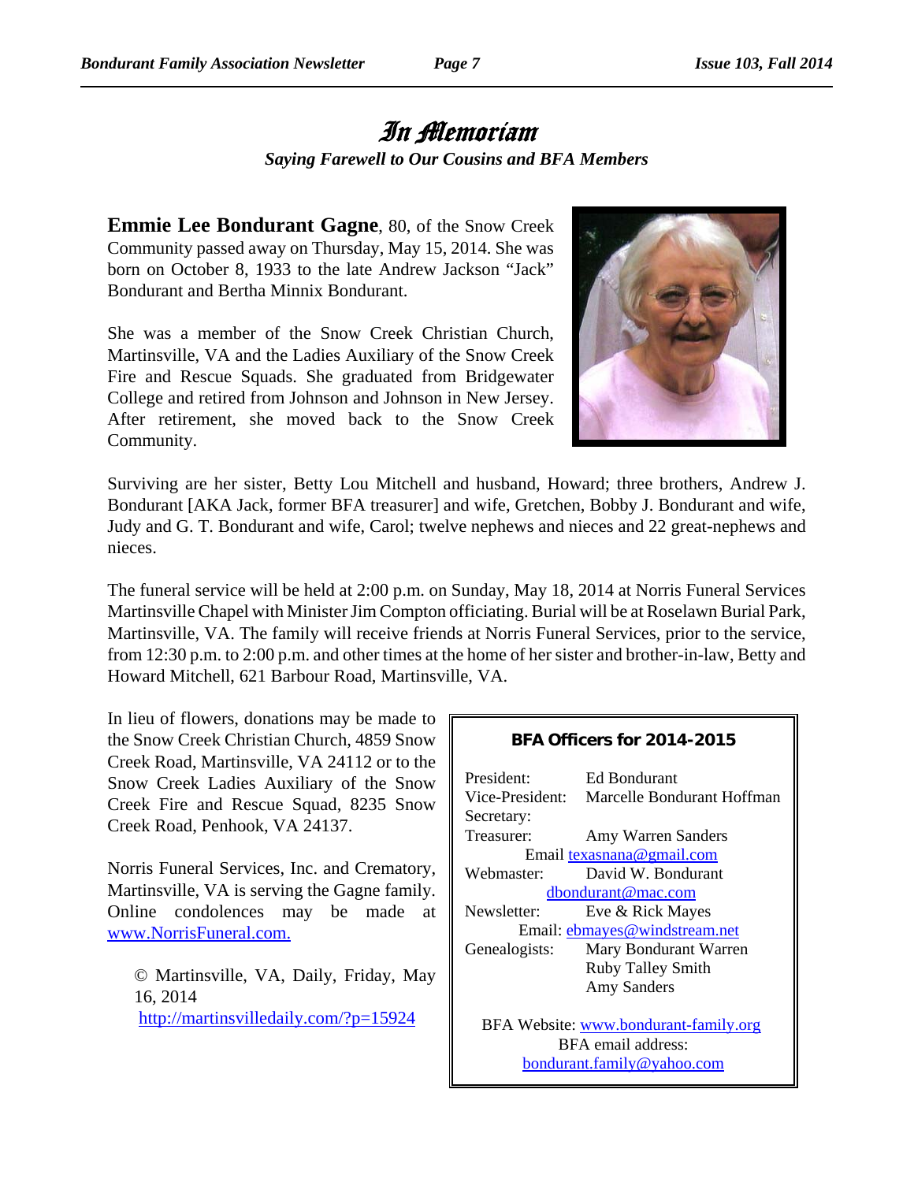# In Memoriam

*Saying Farewell to Our Cousins and BFA Members*

**Emmie Lee Bondurant Gagne**, 80, of the Snow Creek Community passed away on Thursday, May 15, 2014. She was born on October 8, 1933 to the late Andrew Jackson "Jack" Bondurant and Bertha Minnix Bondurant.

She was a member of the Snow Creek Christian Church, Martinsville, VA and the Ladies Auxiliary of the Snow Creek Fire and Rescue Squads. She graduated from Bridgewater College and retired from Johnson and Johnson in New Jersey. After retirement, she moved back to the Snow Creek Community.

Surviving are her sister, Betty Lou Mitchell and husband, Howard; three brothers, Andrew J. Bondurant [AKA Jack, former BFA treasurer] and wife, Gretchen, Bobby J. Bondurant and wife, Judy and G. T. Bondurant and wife, Carol; twelve nephews and nieces and 22 great-nephews and nieces.

The funeral service will be held at 2:00 p.m. on Sunday, May 18, 2014 at Norris Funeral Services Martinsville Chapel with Minister Jim Compton officiating. Burial will be at Roselawn Burial Park, Martinsville, VA. The family will receive friends at Norris Funeral Services, prior to the service, from 12:30 p.m. to 2:00 p.m. and other times at the home of her sister and brother-in-law, Betty and Howard Mitchell, 621 Barbour Road, Martinsville, VA.

In lieu of flowers, donations may be made to the Snow Creek Christian Church, 4859 Snow Creek Road, Martinsville, VA 24112 or to the Snow Creek Ladies Auxiliary of the Snow Creek Fire and Rescue Squad, 8235 Snow Creek Road, Penhook, VA 24137.

Norris Funeral Services, Inc. and Crematory, Martinsville, VA is serving the Gagne family. Online condolences may be made at www.NorrisFuneral.com.

© Martinsville, VA, Daily, Friday, May 16, 2014
http://martinsvilledaily.com/?p=15924

---

**BFA Officers for 2014-2015**

President: Ed Bondurant
Vice-President: Marcelle Bondurant Hoffman
Secretary:
Treasurer: Amy Warren Sanders
Email texasnana@gmail.com
Webmaster: David W. Bondurant
dbondurant@mac.com
Newsletter: Eve & Rick Mayes
Email: ebmayes@windstream.net
Genealogists: Mary Bondurant Warren
Ruby Talley Smith
Amy Sanders

BFA Website: www.bondurant-family.org
BFA email address:
bondurant.family@yahoo.com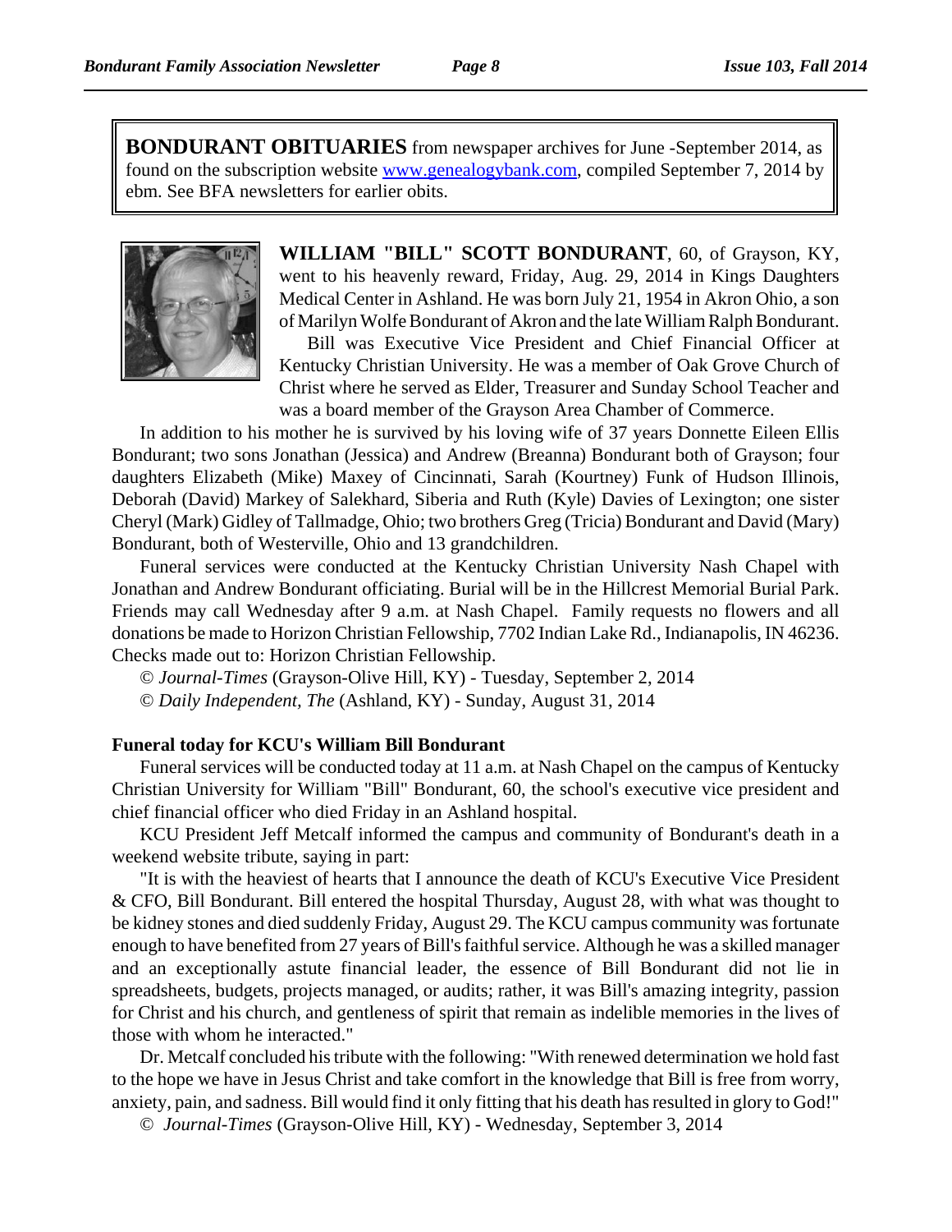**BONDURANT OBITUARIES** from newspaper archives for June -September 2014, as found on the subscription website [www.genealogybank.com](http://www.genealogybank.com), compiled September 7, 2014 by ebm. See BFA newsletters for earlier obits.

**WILLIAM "BILL" SCOTT BONDURANT**, 60, of Grayson, KY, went to his heavenly reward, Friday, Aug. 29, 2014 in Kings Daughters Medical Center in Ashland. He was born July 21, 1954 in Akron Ohio, a son of Marilyn Wolfe Bondurant of Akron and the late William Ralph Bondurant.

Bill was Executive Vice President and Chief Financial Officer at Kentucky Christian University. He was a member of Oak Grove Church of Christ where he served as Elder, Treasurer and Sunday School Teacher and was a board member of the Grayson Area Chamber of Commerce.

In addition to his mother he is survived by his loving wife of 37 years Donnette Eileen Ellis Bondurant; two sons Jonathan (Jessica) and Andrew (Breanna) Bondurant both of Grayson; four daughters Elizabeth (Mike) Maxey of Cincinnati, Sarah (Kourtney) Funk of Hudson Illinois, Deborah (David) Markey of Salekhard, Siberia and Ruth (Kyle) Davies of Lexington; one sister Cheryl (Mark) Gidley of Tallmadge, Ohio; two brothers Greg (Tricia) Bondurant and David (Mary) Bondurant, both of Westerville, Ohio and 13 grandchildren.

Funeral services were conducted at the Kentucky Christian University Nash Chapel with Jonathan and Andrew Bondurant officiating. Burial will be in the Hillcrest Memorial Burial Park. Friends may call Wednesday after 9 a.m. at Nash Chapel. Family requests no flowers and all donations be made to Horizon Christian Fellowship, 7702 Indian Lake Rd., Indianapolis, IN 46236. Checks made out to: Horizon Christian Fellowship.

© *Journal-Times* (Grayson-Olive Hill, KY) - Tuesday, September 2, 2014

© *Daily Independent, The* (Ashland, KY) - Sunday, August 31, 2014

**Funeral today for KCU's William Bill Bondurant**

Funeral services will be conducted today at 11 a.m. at Nash Chapel on the campus of Kentucky Christian University for William "Bill" Bondurant, 60, the school's executive vice president and chief financial officer who died Friday in an Ashland hospital.

KCU President Jeff Metcalf informed the campus and community of Bondurant's death in a weekend website tribute, saying in part:

"It is with the heaviest of hearts that I announce the death of KCU's Executive Vice President & CFO, Bill Bondurant. Bill entered the hospital Thursday, August 28, with what was thought to be kidney stones and died suddenly Friday, August 29. The KCU campus community was fortunate enough to have benefited from 27 years of Bill's faithful service. Although he was a skilled manager and an exceptionally astute financial leader, the essence of Bill Bondurant did not lie in spreadsheets, budgets, projects managed, or audits; rather, it was Bill's amazing integrity, passion for Christ and his church, and gentleness of spirit that remain as indelible memories in the lives of those with whom he interacted."

Dr. Metcalf concluded his tribute with the following: "With renewed determination we hold fast to the hope we have in Jesus Christ and take comfort in the knowledge that Bill is free from worry, anxiety, pain, and sadness. Bill would find it only fitting that his death has resulted in glory to God!"

© *Journal-Times* (Grayson-Olive Hill, KY) - Wednesday, September 3, 2014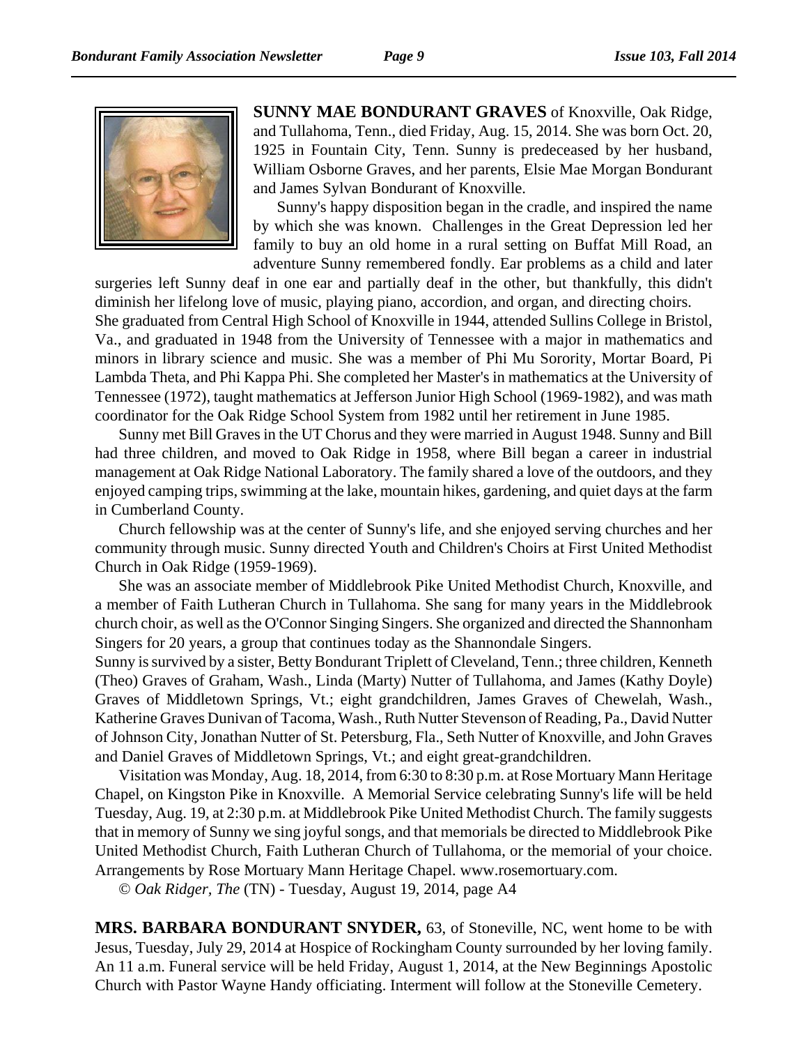**SUNNY MAE BONDURANT GRAVES** of Knoxville, Oak Ridge, and Tullahoma, Tenn., died Friday, Aug. 15, 2014. She was born Oct. 20, 1925 in Fountain City, Tenn. Sunny is predeceased by her husband, William Osborne Graves, and her parents, Elsie Mae Morgan Bondurant and James Sylvan Bondurant of Knoxville.

Sunny's happy disposition began in the cradle, and inspired the name by which she was known. Challenges in the Great Depression led her family to buy an old home in a rural setting on Buffat Mill Road, an adventure Sunny remembered fondly. Ear problems as a child and later surgeries left Sunny deaf in one ear and partially deaf in the other, but thankfully, this didn't diminish her lifelong love of music, playing piano, accordion, and organ, and directing choirs.

She graduated from Central High School of Knoxville in 1944, attended Sullins College in Bristol, Va., and graduated in 1948 from the University of Tennessee with a major in mathematics and minors in library science and music. She was a member of Phi Mu Sorority, Mortar Board, Pi Lambda Theta, and Phi Kappa Phi. She completed her Master's in mathematics at the University of Tennessee (1972), taught mathematics at Jefferson Junior High School (1969-1982), and was math coordinator for the Oak Ridge School System from 1982 until her retirement in June 1985.

Sunny met Bill Graves in the UT Chorus and they were married in August 1948. Sunny and Bill had three children, and moved to Oak Ridge in 1958, where Bill began a career in industrial management at Oak Ridge National Laboratory. The family shared a love of the outdoors, and they enjoyed camping trips, swimming at the lake, mountain hikes, gardening, and quiet days at the farm in Cumberland County.

Church fellowship was at the center of Sunny's life, and she enjoyed serving churches and her community through music. Sunny directed Youth and Children's Choirs at First United Methodist Church in Oak Ridge (1959-1969).

She was an associate member of Middlebrook Pike United Methodist Church, Knoxville, and a member of Faith Lutheran Church in Tullahoma. She sang for many years in the Middlebrook church choir, as well as the O'Connor Singing Singers. She organized and directed the Shannonham Singers for 20 years, a group that continues today as the Shannondale Singers.

Sunny is survived by a sister, Betty Bondurant Triplett of Cleveland, Tenn.; three children, Kenneth (Theo) Graves of Graham, Wash., Linda (Marty) Nutter of Tullahoma, and James (Kathy Doyle) Graves of Middletown Springs, Vt.; eight grandchildren, James Graves of Chewelah, Wash., Katherine Graves Dunivan of Tacoma, Wash., Ruth Nutter Stevenson of Reading, Pa., David Nutter of Johnson City, Jonathan Nutter of St. Petersburg, Fla., Seth Nutter of Knoxville, and John Graves and Daniel Graves of Middletown Springs, Vt.; and eight great-grandchildren.

Visitation was Monday, Aug. 18, 2014, from 6:30 to 8:30 p.m. at Rose Mortuary Mann Heritage Chapel, on Kingston Pike in Knoxville. A Memorial Service celebrating Sunny's life will be held Tuesday, Aug. 19, at 2:30 p.m. at Middlebrook Pike United Methodist Church. The family suggests that in memory of Sunny we sing joyful songs, and that memorials be directed to Middlebrook Pike United Methodist Church, Faith Lutheran Church of Tullahoma, or the memorial of your choice. Arrangements by Rose Mortuary Mann Heritage Chapel. www.rosemortuary.com.

© *Oak Ridger, The* (TN) - Tuesday, August 19, 2014, page A4

**MRS. BARBARA BONDURANT SNYDER,** 63, of Stoneville, NC, went home to be with Jesus, Tuesday, July 29, 2014 at Hospice of Rockingham County surrounded by her loving family. An 11 a.m. Funeral service will be held Friday, August 1, 2014, at the New Beginnings Apostolic Church with Pastor Wayne Handy officiating. Interment will follow at the Stoneville Cemetery.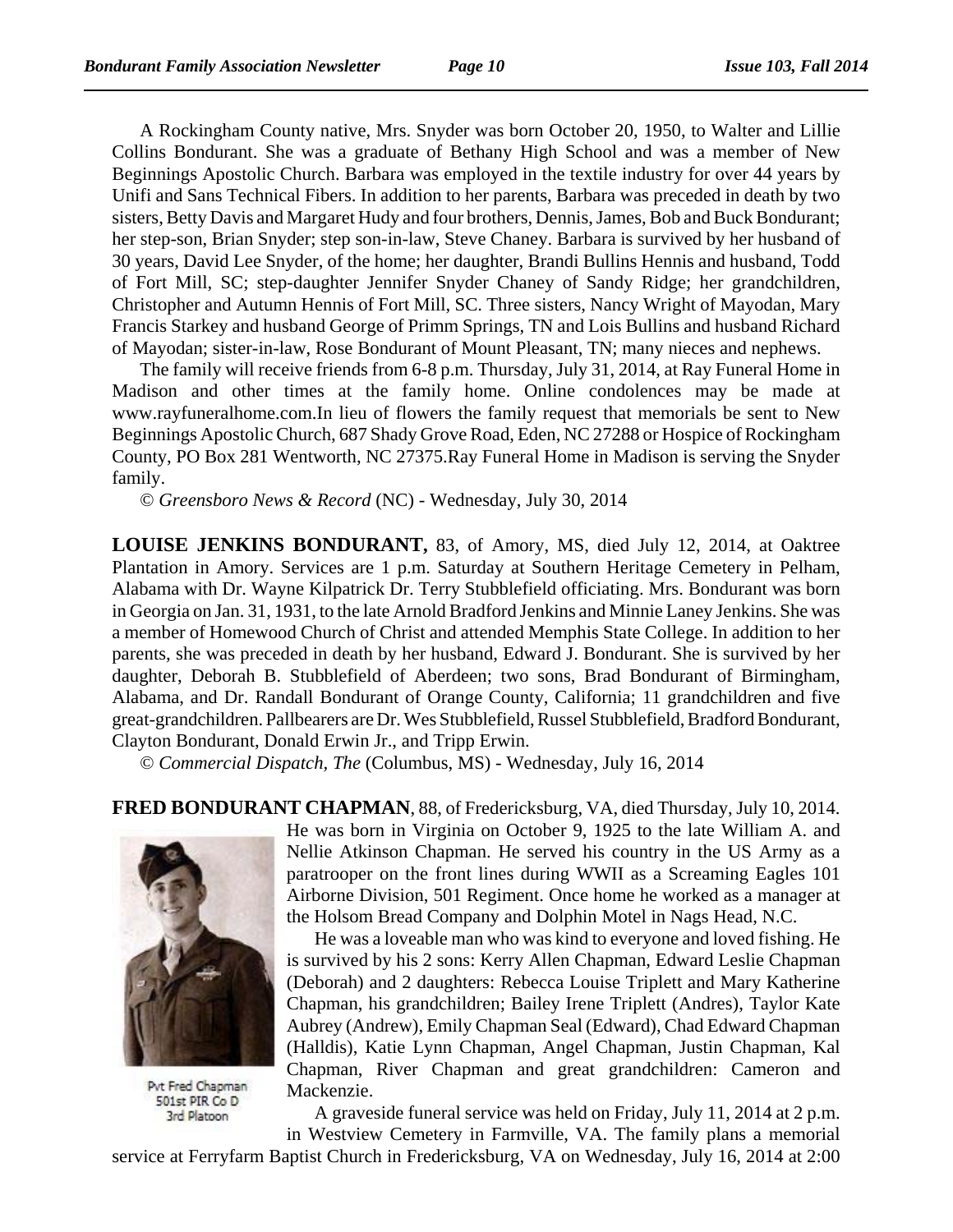A Rockingham County native, Mrs. Snyder was born October 20, 1950, to Walter and Lillie Collins Bondurant. She was a graduate of Bethany High School and was a member of New Beginnings Apostolic Church. Barbara was employed in the textile industry for over 44 years by Unifi and Sans Technical Fibers. In addition to her parents, Barbara was preceded in death by two sisters, Betty Davis and Margaret Hudy and four brothers, Dennis, James, Bob and Buck Bondurant; her step-son, Brian Snyder; step son-in-law, Steve Chaney. Barbara is survived by her husband of 30 years, David Lee Snyder, of the home; her daughter, Brandi Bullins Hennis and husband, Todd of Fort Mill, SC; step-daughter Jennifer Snyder Chaney of Sandy Ridge; her grandchildren, Christopher and Autumn Hennis of Fort Mill, SC. Three sisters, Nancy Wright of Mayodan, Mary Francis Starkey and husband George of Primm Springs, TN and Lois Bullins and husband Richard of Mayodan; sister-in-law, Rose Bondurant of Mount Pleasant, TN; many nieces and nephews.

The family will receive friends from 6-8 p.m. Thursday, July 31, 2014, at Ray Funeral Home in Madison and other times at the family home. Online condolences may be made at www.rayfuneralhome.com.In lieu of flowers the family request that memorials be sent to New Beginnings Apostolic Church, 687 Shady Grove Road, Eden, NC 27288 or Hospice of Rockingham County, PO Box 281 Wentworth, NC 27375.Ray Funeral Home in Madison is serving the Snyder family.

© *Greensboro News & Record* (NC) - Wednesday, July 30, 2014

**LOUISE JENKINS BONDURANT,** 83, of Amory, MS, died July 12, 2014, at Oaktree Plantation in Amory. Services are 1 p.m. Saturday at Southern Heritage Cemetery in Pelham, Alabama with Dr. Wayne Kilpatrick Dr. Terry Stubblefield officiating. Mrs. Bondurant was born in Georgia on Jan. 31, 1931, to the late Arnold Bradford Jenkins and Minnie Laney Jenkins. She was a member of Homewood Church of Christ and attended Memphis State College. In addition to her parents, she was preceded in death by her husband, Edward J. Bondurant. She is survived by her daughter, Deborah B. Stubblefield of Aberdeen; two sons, Brad Bondurant of Birmingham, Alabama, and Dr. Randall Bondurant of Orange County, California; 11 grandchildren and five great-grandchildren. Pallbearers are Dr. Wes Stubblefield, Russel Stubblefield, Bradford Bondurant, Clayton Bondurant, Donald Erwin Jr., and Tripp Erwin.

© *Commercial Dispatch, The* (Columbus, MS) - Wednesday, July 16, 2014

**FRED BONDURANT CHAPMAN**, 88, of Fredericksburg, VA, died Thursday, July 10, 2014. He was born in Virginia on October 9, 1925 to the late William A. and Nellie Atkinson Chapman. He served his country in the US Army as a paratrooper on the front lines during WWII as a Screaming Eagles 101 Airborne Division, 501 Regiment. Once home he worked as a manager at the Holsom Bread Company and Dolphin Motel in Nags Head, N.C.

Pvt Fred Chapman
501st PIR Co D
3rd Platoon

He was a loveable man who was kind to everyone and loved fishing. He is survived by his 2 sons: Kerry Allen Chapman, Edward Leslie Chapman (Deborah) and 2 daughters: Rebecca Louise Triplett and Mary Katherine Chapman, his grandchildren; Bailey Irene Triplett (Andres), Taylor Kate Aubrey (Andrew), Emily Chapman Seal (Edward), Chad Edward Chapman (Halldis), Katie Lynn Chapman, Angel Chapman, Justin Chapman, Kal Chapman, River Chapman and great grandchildren: Cameron and Mackenzie.

A graveside funeral service was held on Friday, July 11, 2014 at 2 p.m. in Westview Cemetery in Farmville, VA. The family plans a memorial service at Ferryfarm Baptist Church in Fredericksburg, VA on Wednesday, July 16, 2014 at 2:00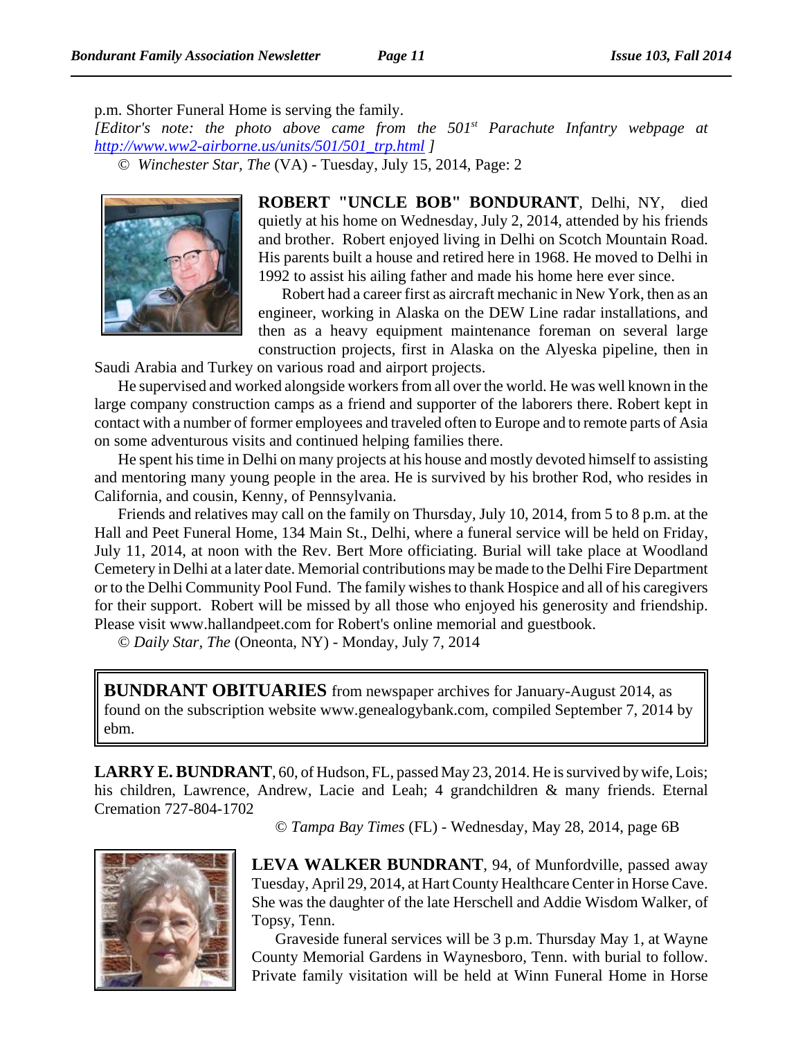p.m. Shorter Funeral Home is serving the family.

*[Editor's note: the photo above came from the 501st Parachute Infantry webpage at http://www.ww2-airborne.us/units/501/501_trp.html ]*

© *Winchester Star, The* (VA) - Tuesday, July 15, 2014, Page: 2

**ROBERT "UNCLE BOB" BONDURANT**, Delhi, NY, died quietly at his home on Wednesday, July 2, 2014, attended by his friends and brother. Robert enjoyed living in Delhi on Scotch Mountain Road. His parents built a house and retired here in 1968. He moved to Delhi in 1992 to assist his ailing father and made his home here ever since.

Robert had a career first as aircraft mechanic in New York, then as an engineer, working in Alaska on the DEW Line radar installations, and then as a heavy equipment maintenance foreman on several large construction projects, first in Alaska on the Alyeska pipeline, then in Saudi Arabia and Turkey on various road and airport projects.

He supervised and worked alongside workers from all over the world. He was well known in the large company construction camps as a friend and supporter of the laborers there. Robert kept in contact with a number of former employees and traveled often to Europe and to remote parts of Asia on some adventurous visits and continued helping families there.

He spent his time in Delhi on many projects at his house and mostly devoted himself to assisting and mentoring many young people in the area. He is survived by his brother Rod, who resides in California, and cousin, Kenny, of Pennsylvania.

Friends and relatives may call on the family on Thursday, July 10, 2014, from 5 to 8 p.m. at the Hall and Peet Funeral Home, 134 Main St., Delhi, where a funeral service will be held on Friday, July 11, 2014, at noon with the Rev. Bert More officiating. Burial will take place at Woodland Cemetery in Delhi at a later date. Memorial contributions may be made to the Delhi Fire Department or to the Delhi Community Pool Fund. The family wishes to thank Hospice and all of his caregivers for their support. Robert will be missed by all those who enjoyed his generosity and friendship. Please visit www.hallandpeet.com for Robert's online memorial and guestbook.

© *Daily Star, The* (Oneonta, NY) - Monday, July 7, 2014

**BUNDRANT OBITUARIES** from newspaper archives for January-August 2014, as found on the subscription website www.genealogybank.com, compiled September 7, 2014 by ebm.

**LARRY E. BUNDRANT**, 60, of Hudson, FL, passed May 23, 2014. He is survived by wife, Lois; his children, Lawrence, Andrew, Lacie and Leah; 4 grandchildren & many friends. Eternal Cremation 727-804-1702

© *Tampa Bay Times* (FL) - Wednesday, May 28, 2014, page 6B

**LEVA WALKER BUNDRANT**, 94, of Munfordville, passed away Tuesday, April 29, 2014, at Hart County Healthcare Center in Horse Cave. She was the daughter of the late Herschell and Addie Wisdom Walker, of Topsy, Tenn.

Graveside funeral services will be 3 p.m. Thursday May 1, at Wayne County Memorial Gardens in Waynesboro, Tenn. with burial to follow. Private family visitation will be held at Winn Funeral Home in Horse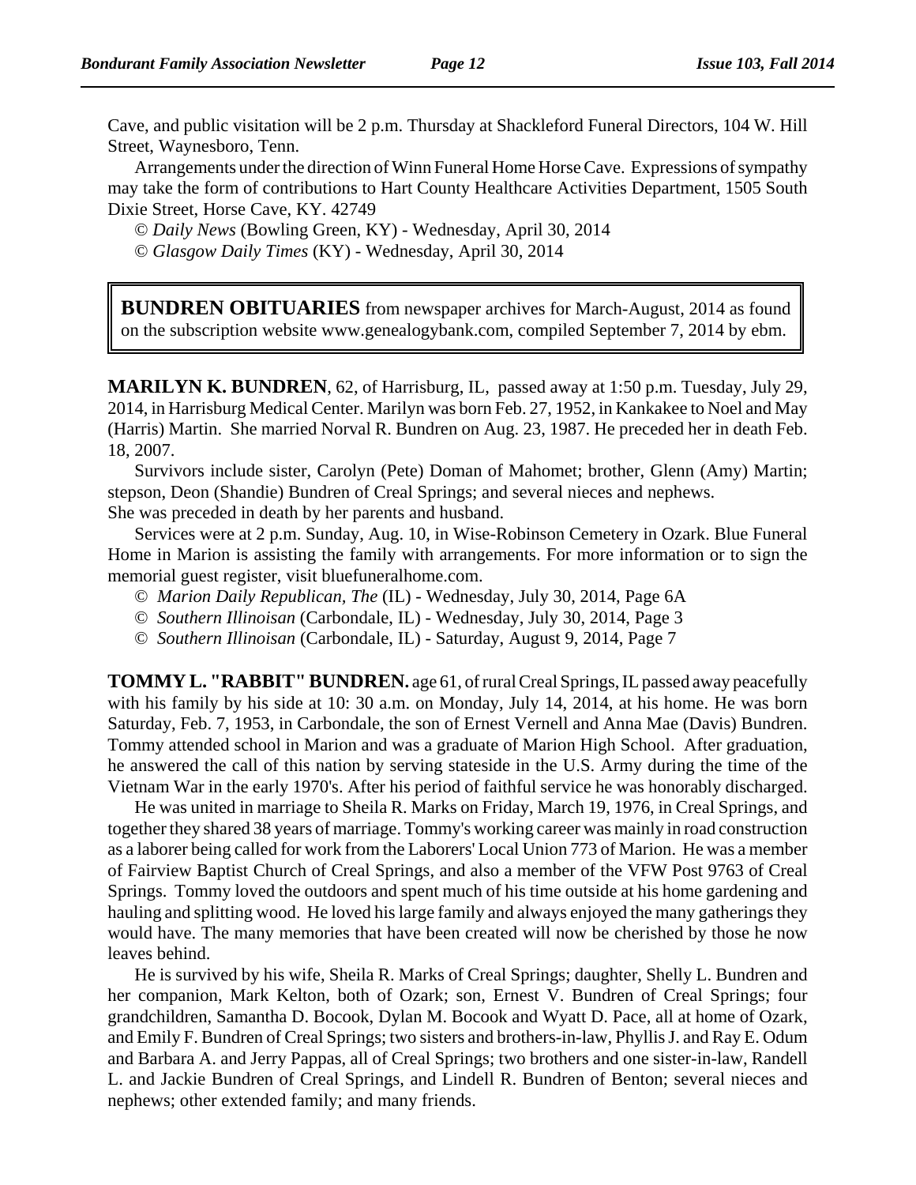Cave, and public visitation will be 2 p.m. Thursday at Shackleford Funeral Directors, 104 W. Hill Street, Waynesboro, Tenn.

Arrangements under the direction of Winn Funeral Home Horse Cave. Expressions of sympathy may take the form of contributions to Hart County Healthcare Activities Department, 1505 South Dixie Street, Horse Cave, KY. 42749

© *Daily News* (Bowling Green, KY) - Wednesday, April 30, 2014

© *Glasgow Daily Times* (KY) - Wednesday, April 30, 2014

**BUNDREN OBITUARIES** from newspaper archives for March-August, 2014 as found on the subscription website www.genealogybank.com, compiled September 7, 2014 by ebm.

**MARILYN K. BUNDREN**, 62, of Harrisburg, IL, passed away at 1:50 p.m. Tuesday, July 29, 2014, in Harrisburg Medical Center. Marilyn was born Feb. 27, 1952, in Kankakee to Noel and May (Harris) Martin. She married Norval R. Bundren on Aug. 23, 1987. He preceded her in death Feb. 18, 2007.

Survivors include sister, Carolyn (Pete) Doman of Mahomet; brother, Glenn (Amy) Martin; stepson, Deon (Shandie) Bundren of Creal Springs; and several nieces and nephews.
She was preceded in death by her parents and husband.

Services were at 2 p.m. Sunday, Aug. 10, in Wise-Robinson Cemetery in Ozark. Blue Funeral Home in Marion is assisting the family with arrangements. For more information or to sign the memorial guest register, visit bluefuneralhome.com.

© *Marion Daily Republican, The* (IL) - Wednesday, July 30, 2014, Page 6A

© *Southern Illinoisan* (Carbondale, IL) - Wednesday, July 30, 2014, Page 3

© *Southern Illinoisan* (Carbondale, IL) - Saturday, August 9, 2014, Page 7

**TOMMY L. "RABBIT" BUNDREN.** age 61, of rural Creal Springs, IL passed away peacefully with his family by his side at 10: 30 a.m. on Monday, July 14, 2014, at his home. He was born Saturday, Feb. 7, 1953, in Carbondale, the son of Ernest Vernell and Anna Mae (Davis) Bundren. Tommy attended school in Marion and was a graduate of Marion High School. After graduation, he answered the call of this nation by serving stateside in the U.S. Army during the time of the Vietnam War in the early 1970's. After his period of faithful service he was honorably discharged.

He was united in marriage to Sheila R. Marks on Friday, March 19, 1976, in Creal Springs, and together they shared 38 years of marriage. Tommy's working career was mainly in road construction as a laborer being called for work from the Laborers' Local Union 773 of Marion. He was a member of Fairview Baptist Church of Creal Springs, and also a member of the VFW Post 9763 of Creal Springs. Tommy loved the outdoors and spent much of his time outside at his home gardening and hauling and splitting wood. He loved his large family and always enjoyed the many gatherings they would have. The many memories that have been created will now be cherished by those he now leaves behind.

He is survived by his wife, Sheila R. Marks of Creal Springs; daughter, Shelly L. Bundren and her companion, Mark Kelton, both of Ozark; son, Ernest V. Bundren of Creal Springs; four grandchildren, Samantha D. Bocook, Dylan M. Bocook and Wyatt D. Pace, all at home of Ozark, and Emily F. Bundren of Creal Springs; two sisters and brothers-in-law, Phyllis J. and Ray E. Odum and Barbara A. and Jerry Pappas, all of Creal Springs; two brothers and one sister-in-law, Randell L. and Jackie Bundren of Creal Springs, and Lindell R. Bundren of Benton; several nieces and nephews; other extended family; and many friends.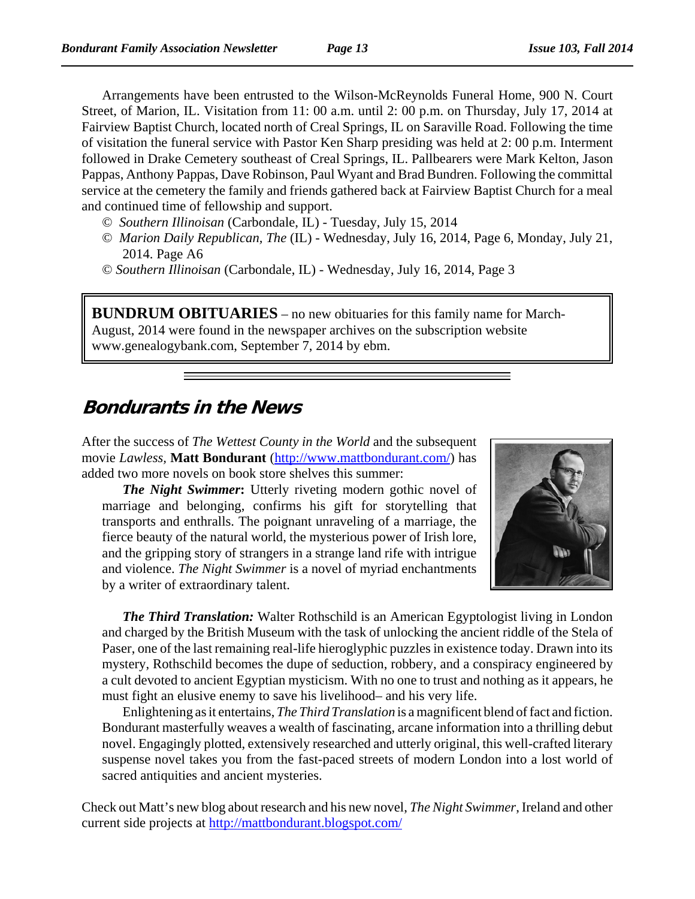Arrangements have been entrusted to the Wilson-McReynolds Funeral Home, 900 N. Court Street, of Marion, IL. Visitation from 11: 00 a.m. until 2: 00 p.m. on Thursday, July 17, 2014 at Fairview Baptist Church, located north of Creal Springs, IL on Saraville Road. Following the time of visitation the funeral service with Pastor Ken Sharp presiding was held at 2: 00 p.m. Interment followed in Drake Cemetery southeast of Creal Springs, IL. Pallbearers were Mark Kelton, Jason Pappas, Anthony Pappas, Dave Robinson, Paul Wyant and Brad Bundren. Following the committal service at the cemetery the family and friends gathered back at Fairview Baptist Church for a meal and continued time of fellowship and support.

© *Southern Illinoisan* (Carbondale, IL) - Tuesday, July 15, 2014

© *Marion Daily Republican, The* (IL) - Wednesday, July 16, 2014, Page 6, Monday, July 21, 2014. Page A6

© *Southern Illinoisan* (Carbondale, IL) - Wednesday, July 16, 2014, Page 3

**BUNDRUM OBITUARIES** – no new obituaries for this family name for March-August, 2014 were found in the newspaper archives on the subscription website www.genealogybank.com, September 7, 2014 by ebm.

## Bondurants in the News

After the success of *The Wettest County in the World* and the subsequent movie *Lawless*, **Matt Bondurant** (http://www.mattbondurant.com/) has added two more novels on book store shelves this summer:

***The Night Swimmer*:** Utterly riveting modern gothic novel of marriage and belonging, confirms his gift for storytelling that transports and enthralls. The poignant unraveling of a marriage, the fierce beauty of the natural world, the mysterious power of Irish lore, and the gripping story of strangers in a strange land rife with intrigue and violence. *The Night Swimmer* is a novel of myriad enchantments by a writer of extraordinary talent.

***The Third Translation:*** Walter Rothschild is an American Egyptologist living in London and charged by the British Museum with the task of unlocking the ancient riddle of the Stela of Paser, one of the last remaining real-life hieroglyphic puzzles in existence today. Drawn into its mystery, Rothschild becomes the dupe of seduction, robbery, and a conspiracy engineered by a cult devoted to ancient Egyptian mysticism. With no one to trust and nothing as it appears, he must fight an elusive enemy to save his livelihood– and his very life.

Enlightening as it entertains, *The Third Translation* is a magnificent blend of fact and fiction. Bondurant masterfully weaves a wealth of fascinating, arcane information into a thrilling debut novel. Engagingly plotted, extensively researched and utterly original, this well-crafted literary suspense novel takes you from the fast-paced streets of modern London into a lost world of sacred antiquities and ancient mysteries.

Check out Matt's new blog about research and his new novel, *The Night Swimmer*, Ireland and other current side projects at http://mattbondurant.blogspot.com/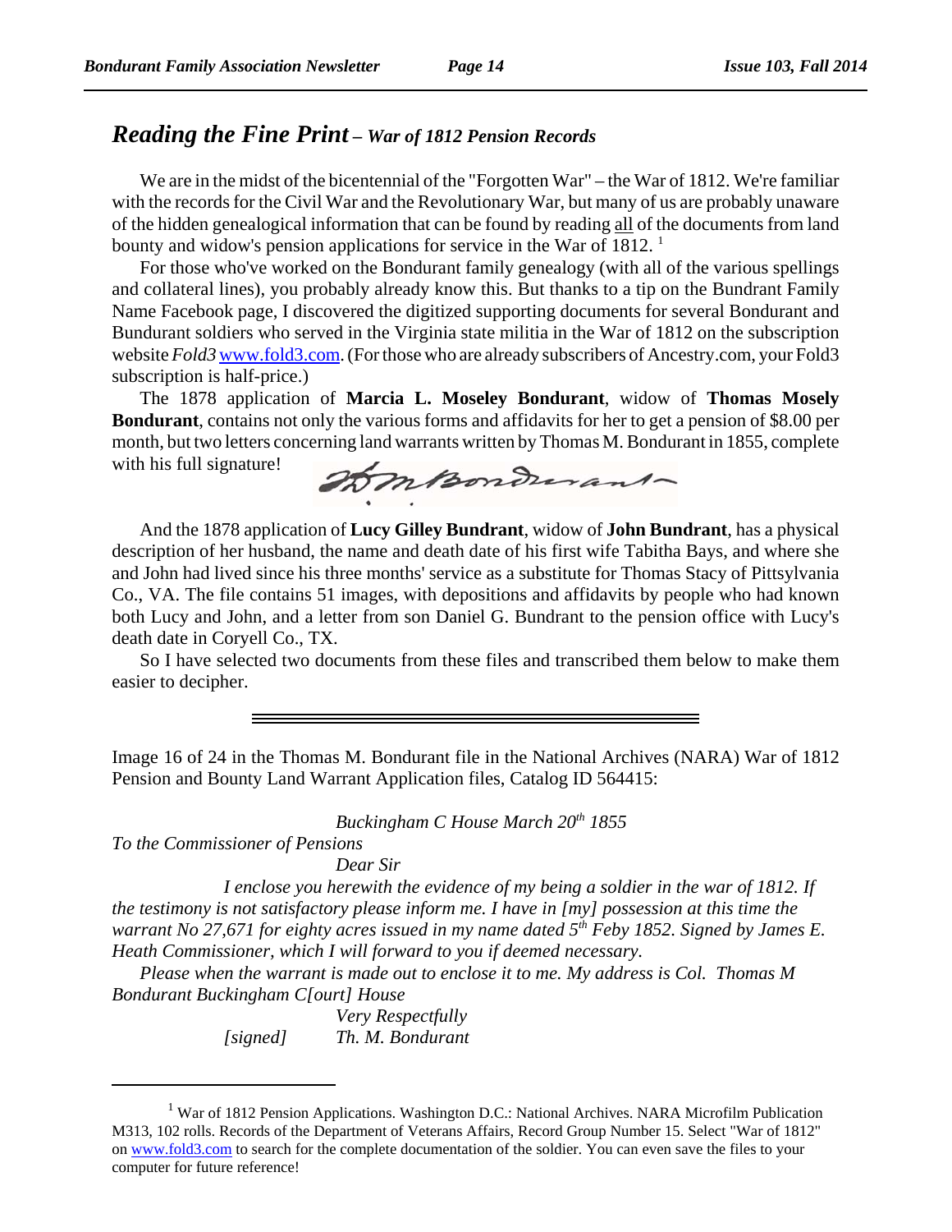## *Reading the Fine Print – War of 1812 Pension Records*

We are in the midst of the bicentennial of the "Forgotten War" – the War of 1812. We're familiar with the records for the Civil War and the Revolutionary War, but many of us are probably unaware of the hidden genealogical information that can be found by reading all of the documents from land bounty and widow's pension applications for service in the War of 1812. [1]

For those who've worked on the Bondurant family genealogy (with all of the various spellings and collateral lines), you probably already know this. But thanks to a tip on the Bundrant Family Name Facebook page, I discovered the digitized supporting documents for several Bondurant and Bundurant soldiers who served in the Virginia state militia in the War of 1812 on the subscription website *Fold3* www.fold3.com. (For those who are already subscribers of Ancestry.com, your Fold3 subscription is half-price.)

The 1878 application of **Marcia L. Moseley Bondurant**, widow of **Thomas Mosely Bondurant**, contains not only the various forms and affidavits for her to get a pension of $8.00 per month, but two letters concerning land warrants written by Thomas M. Bondurant in 1855, complete with his full signature!

And the 1878 application of **Lucy Gilley Bundrant**, widow of **John Bundrant**, has a physical description of her husband, the name and death date of his first wife Tabitha Bays, and where she and John had lived since his three months' service as a substitute for Thomas Stacy of Pittsylvania Co., VA. The file contains 51 images, with depositions and affidavits by people who had known both Lucy and John, and a letter from son Daniel G. Bundrant to the pension office with Lucy's death date in Coryell Co., TX.

So I have selected two documents from these files and transcribed them below to make them easier to decipher.

---

Image 16 of 24 in the Thomas M. Bondurant file in the National Archives (NARA) War of 1812 Pension and Bounty Land Warrant Application files, Catalog ID 564415:

*Buckingham C House March 20th 1855*

*To the Commissioner of Pensions*

*Dear Sir*

*I enclose you herewith the evidence of my being a soldier in the war of 1812. If the testimony is not satisfactory please inform me. I have in [my] possession at this time the warrant No 27,671 for eighty acres issued in my name dated 5th Feby 1852. Signed by James E. Heath Commissioner, which I will forward to you if deemed necessary.*

*Please when the warrant is made out to enclose it to me. My address is Col. Thomas M Bondurant Buckingham C[ourt] House*

*Very Respectfully*

*[signed] Th. M. Bondurant*

---

[1] War of 1812 Pension Applications. Washington D.C.: National Archives. NARA Microfilm Publication M313, 102 rolls. Records of the Department of Veterans Affairs, Record Group Number 15. Select "War of 1812" on www.fold3.com to search for the complete documentation of the soldier. You can even save the files to your computer for future reference!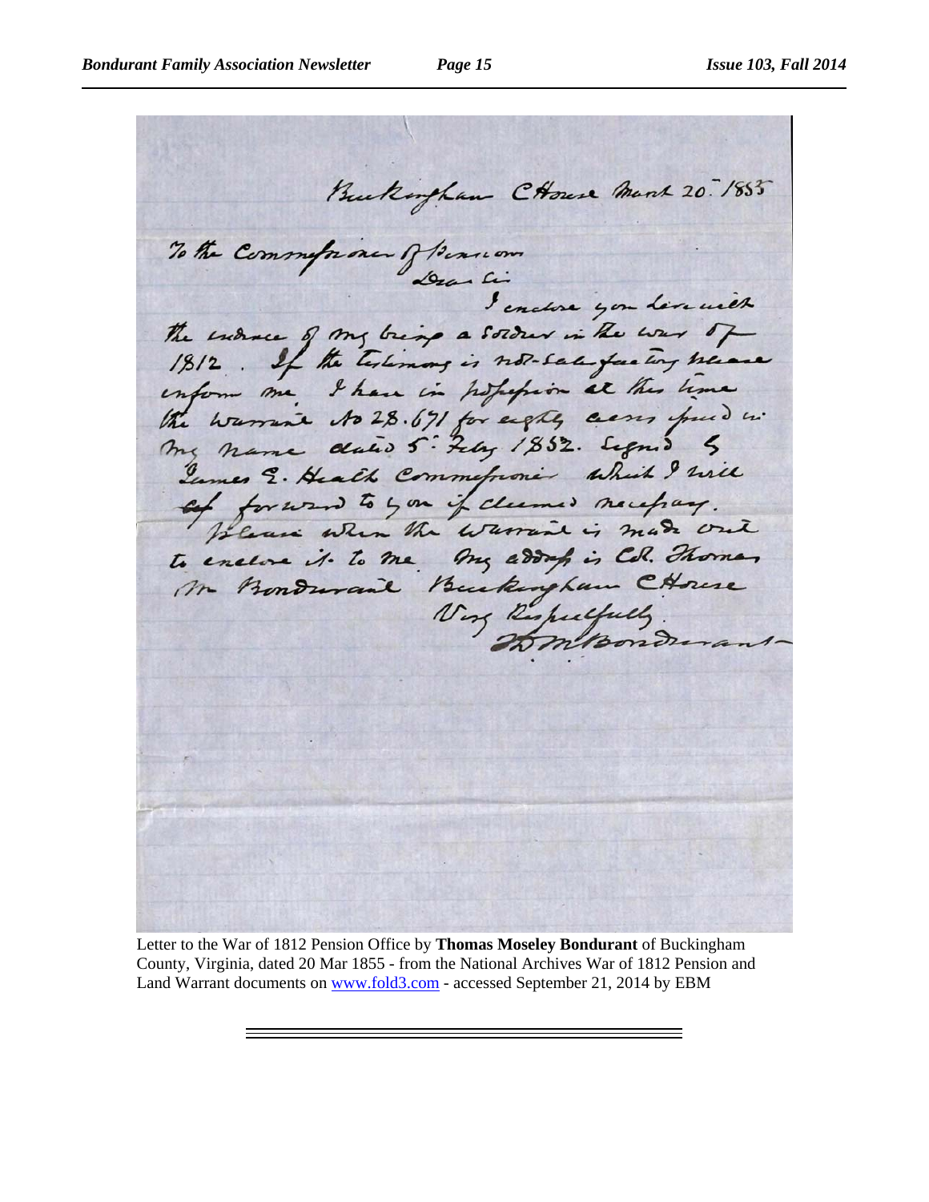Buckingham C House March 20. 1855

To the Commissioner of Pensions

Dear Sir

I enclose you herewith the evidence of my being a Soldier in the war of 1812. If the testimony is not satisfactory please inform me. I have in possession at this time the warrant No 28.671 for eighty acres issued in my name dated 5 Feby 1852. Signed by James E. Heath Commissioner which I will forward to you if deemed necessary.

Please when the warrant is made out to enclose it to me. My address is Col. Thomas M Bondurant Buckingham C House

Very Respectfully

T M Bondurant

Letter to the War of 1812 Pension Office by **Thomas Moseley Bondurant** of Buckingham County, Virginia, dated 20 Mar 1855 - from the National Archives War of 1812 Pension and Land Warrant documents on www.fold3.com - accessed September 21, 2014 by EBM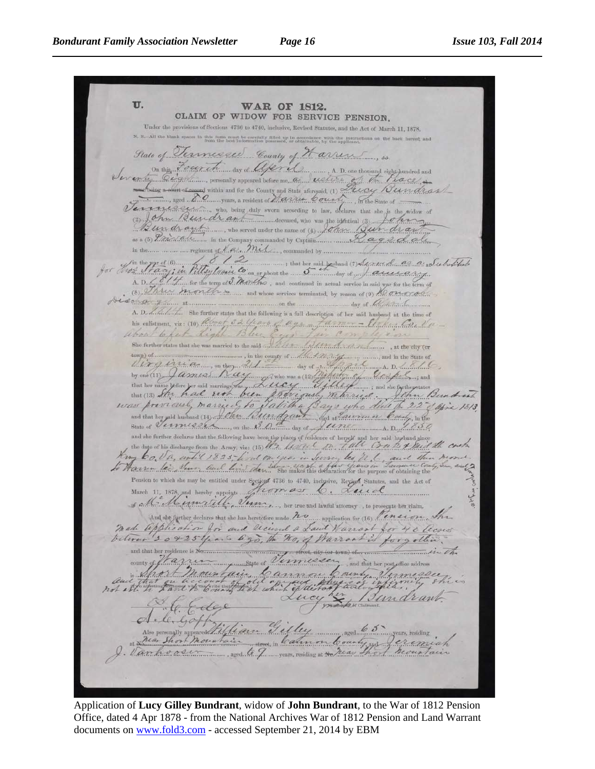U.

# WAR OF 1812.

## CLAIM OF WIDOW FOR SERVICE PENSION,

Under the provisions of Sections 4736 to 4740, inclusive, Revised Statutes, and the Act of March 11, 1878.

N. B.—All the blank spaces in this form must be carefully filled up in accordance with the instructions on the back hereof, and from the best information possessed, or obtainable, by the applicant.

State of Tennessee County of Warren, ss.

On this Fourth day of April, A. D. one thousand eight hundred and Seventy Eight, personally appeared before me, a Justice of the Peace, the same being a court of record within and for the County and State aforesaid, (1) Lucy Bundrant, aged 80 years, a resident of Warren County, in the State of Tennessee, who, being duly sworn according to law, declares that she is the widow of (2) John Bundrant deceased, who was the identical (3) John Bundrant, who served under the name of (4) John Bundrant as a (5) Private in the Company commanded by Captain Ragsdale in the regiment of Va. Mil., commanded by

in the war of (6) 1812; that her said husband (7) served as a Substitute for Thos Stacy; in Pittsylvania Co on or about the 5th day of January A. D. 1814 for the term of 3 months, and continued in actual service in said war for the term of (8) three months and whose services terminated, by reason of (9) Honorable Discharge at on the day of April A. D. 1814. She further states that the following is a full description of her said husband at the time of his enlistment, viz: (10) About 32 years of age – farmer – Henry Co. Va – about 6 feet high Blue Eyes Fair Complexion

She further states that she was married to the said John Bundrant, at the city (or town) of, in the county of Henry, and in the State of Virginia, on the 21st day of April, A. D. 1816, by one (11) James Ray, who was a (12) Minister of Gospel; and that her name before her said marriage was Lucy Gilley; and she further states that (13) she had not been previously married. John Bundrant was previously married to Tabitha Bays who died the 22 of April 1813, and that her said husband (14) John Bundrant died at Cannon Co, in the State of Tennessee, on the 30th day of June A. D. 1850.

and she further declares that the following have been the places of residence of herself and her said husband since the date of his discharge from the Army, viz: (15) We lived in Patk Co & Smith creek Henry Co, Va, until 1825 – lived one year in Surrey Co, N. C., and then moved to Warren Co, Tenn. and lived there a few years in Cannon County, Tenn. and [...] She makes this declaration for the purpose of obtaining the Pension to which she may be entitled under Sections 4736 to 4740, inclusive, Revised Statutes, and the Act of March 11, 1878, and hereby appoints Thomas C. Laird of McMinnville, Tenn., her true and lawful attorney, to prosecute her claim.

And she further declares that she has heretofore made no application for (16) Pension. She made application for and received a Land Warrant for 40 acres between 20 & 25 years ago, the No. of Warrant is forgotten.

and that her residence is No. street, city (or town) of in the county of Warren State of Tennessee, and that her post-office address is Short Mountain, Cannon County, Tennessee and that on account of old age and physical infirmity she is not able to travel to County seat which is eleven & twelve miles.

Lucy X Bundrant
Signature of Claimant.

A. C. Edge
A. C. Goff

Also personally appeared William Gilley, aged 65 years, residing at near Short Mountain, in Cannon County and Jeremiah J. Vanhooser, aged 69 years, residing at near Short Mountain

Application of **Lucy Gilley Bundrant**, widow of **John Bundrant**, to the War of 1812 Pension Office, dated 4 Apr 1878 - from the National Archives War of 1812 Pension and Land Warrant documents on www.fold3.com - accessed September 21, 2014 by EBM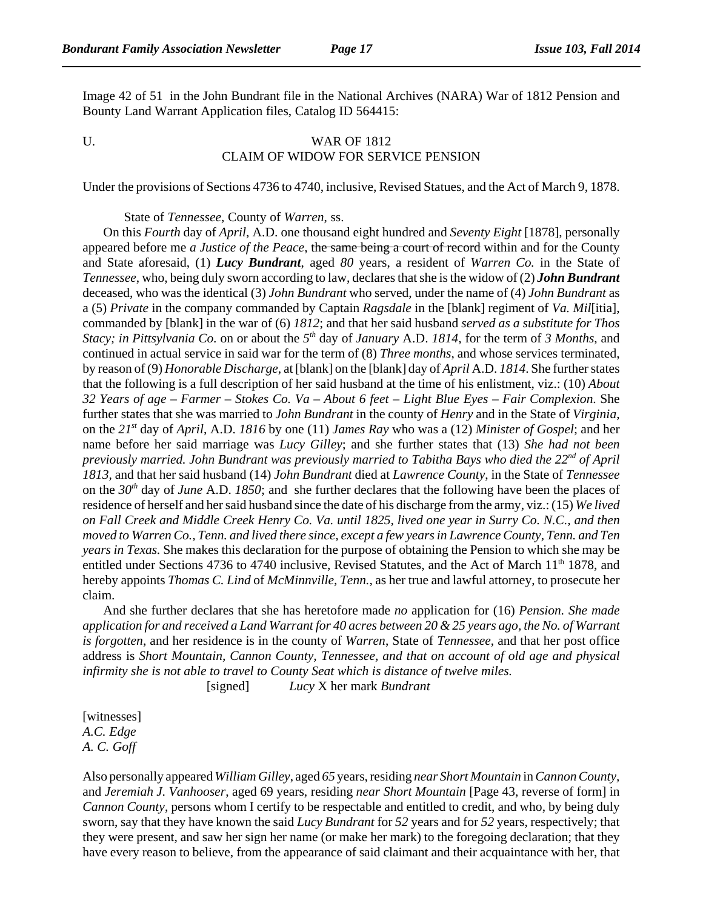Image 42 of 51 in the John Bundrant file in the National Archives (NARA) War of 1812 Pension and Bounty Land Warrant Application files, Catalog ID 564415:

U. WAR OF 1812
CLAIM OF WIDOW FOR SERVICE PENSION

Under the provisions of Sections 4736 to 4740, inclusive, Revised Statues, and the Act of March 9, 1878.

State of *Tennessee*, County of *Warren*, ss.

On this *Fourth* day of *April*, A.D. one thousand eight hundred and *Seventy Eight* [1878], personally appeared before me *a Justice of the Peace*, ~~the same being a court of record~~ within and for the County and State aforesaid, (1) ***Lucy Bundrant***, aged *80* years, a resident of *Warren Co.* in the State of *Tennessee*, who, being duly sworn according to law, declares that she is the widow of (2) ***John Bundrant*** deceased, who was the identical (3) *John Bundrant* who served, under the name of (4) *John Bundrant* as a (5) *Private* in the company commanded by Captain *Ragsdale* in the [blank] regiment of *Va. Mil*[itia], commanded by [blank] in the war of (6) *1812*; and that her said husband *served as a substitute for Thos Stacy; in Pittsylvania Co.* on or about the *5th* day of *January* A.D. *1814*, for the term of *3 Months*, and continued in actual service in said war for the term of (8) *Three months*, and whose services terminated, by reason of (9) *Honorable Discharge*, at [blank] on the [blank] day of *April* A.D. *1814*. She further states that the following is a full description of her said husband at the time of his enlistment, viz.: (10) *About 32 Years of age – Farmer – Stokes Co. Va – About 6 feet – Light Blue Eyes – Fair Complexion.* She further states that she was married to *John Bundrant* in the county of *Henry* and in the State of *Virginia*, on the *21st* day of *April*, A.D. *1816* by one (11) *James Ray* who was a (12) *Minister of Gospel*; and her name before her said marriage was *Lucy Gilley*; and she further states that (13) *She had not been previously married. John Bundrant was previously married to Tabitha Bays who died the 22nd of April 1813,* and that her said husband (14) *John Bundrant* died at *Lawrence County*, in the State of *Tennessee* on the *30th* day of *June* A.D. *1850*; and she further declares that the following have been the places of residence of herself and her said husband since the date of his discharge from the army, viz.: (15) *We lived on Fall Creek and Middle Creek Henry Co. Va. until 1825, lived one year in Surry Co. N.C., and then moved to Warren Co., Tenn. and lived there since, except a few years in Lawrence County, Tenn. and Ten years in Texas.* She makes this declaration for the purpose of obtaining the Pension to which she may be entitled under Sections 4736 to 4740 inclusive, Revised Statutes, and the Act of March 11th 1878, and hereby appoints *Thomas C. Lind* of *McMinnville, Tenn.*, as her true and lawful attorney, to prosecute her claim.

And she further declares that she has heretofore made *no* application for (16) *Pension. She made application for and received a Land Warrant for 40 acres between 20 & 25 years ago, the No. of Warrant is forgotten*, and her residence is in the county of *Warren*, State of *Tennessee*, and that her post office address is *Short Mountain, Cannon County, Tennessee, and that on account of old age and physical infirmity she is not able to travel to County Seat which is distance of twelve miles.*

[signed] *Lucy* X her mark *Bundrant*

[witnesses]
*A.C. Edge*
*A. C. Goff*

Also personally appeared *William Gilley*, aged *65* years, residing *near Short Mountain* in *Cannon County*, and *Jeremiah J. Vanhooser*, aged 69 years, residing *near Short Mountain* [Page 43, reverse of form] in *Cannon County*, persons whom I certify to be respectable and entitled to credit, and who, by being duly sworn, say that they have known the said *Lucy Bundrant* for *52* years and for *52* years, respectively; that they were present, and saw her sign her name (or make her mark) to the foregoing declaration; that they have every reason to believe, from the appearance of said claimant and their acquaintance with her, that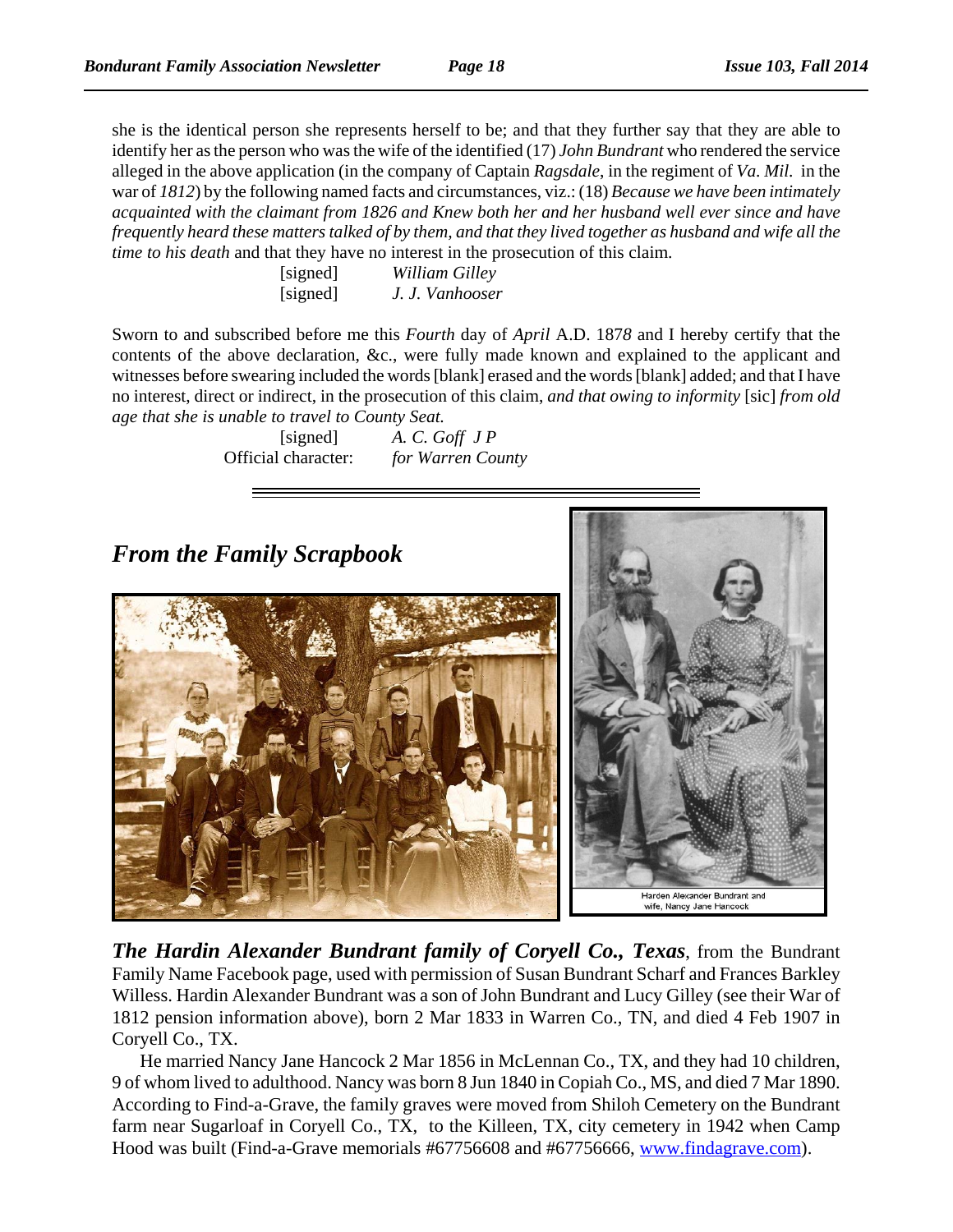she is the identical person she represents herself to be; and that they further say that they are able to identify her as the person who was the wife of the identified (17) *John Bundrant* who rendered the service alleged in the above application (in the company of Captain *Ragsdale*, in the regiment of *Va. Mil.* in the war of *1812*) by the following named facts and circumstances, viz.: (18) *Because we have been intimately acquainted with the claimant from 1826 and Knew both her and her husband well ever since and have frequently heard these matters talked of by them, and that they lived together as husband and wife all the time to his death* and that they have no interest in the prosecution of this claim.

[signed] *William Gilley*
[signed] *J. J. Vanhooser*

Sworn to and subscribed before me this *Fourth* day of *April* A.D. 187*8* and I hereby certify that the contents of the above declaration, &c., were fully made known and explained to the applicant and witnesses before swearing included the words [blank] erased and the words [blank] added; and that I have no interest, direct or indirect, in the prosecution of this claim, *and that owing to informity* [sic] *from old age that she is unable to travel to County Seat.*

[signed] *A. C. Goff J P*
Official character: *for Warren County*

---

## *From the Family Scrapbook*

Harden Alexander Bundrant and wife, Nancy Jane Hancock

***The Hardin Alexander Bundrant family of Coryell Co., Texas***, from the Bundrant Family Name Facebook page, used with permission of Susan Bundrant Scharf and Frances Barkley Willess. Hardin Alexander Bundrant was a son of John Bundrant and Lucy Gilley (see their War of 1812 pension information above), born 2 Mar 1833 in Warren Co., TN, and died 4 Feb 1907 in Coryell Co., TX.

He married Nancy Jane Hancock 2 Mar 1856 in McLennan Co., TX, and they had 10 children, 9 of whom lived to adulthood. Nancy was born 8 Jun 1840 in Copiah Co., MS, and died 7 Mar 1890. According to Find-a-Grave, the family graves were moved from Shiloh Cemetery on the Bundrant farm near Sugarloaf in Coryell Co., TX, to the Killeen, TX, city cemetery in 1942 when Camp Hood was built (Find-a-Grave memorials #67756608 and #67756666, www.findagrave.com).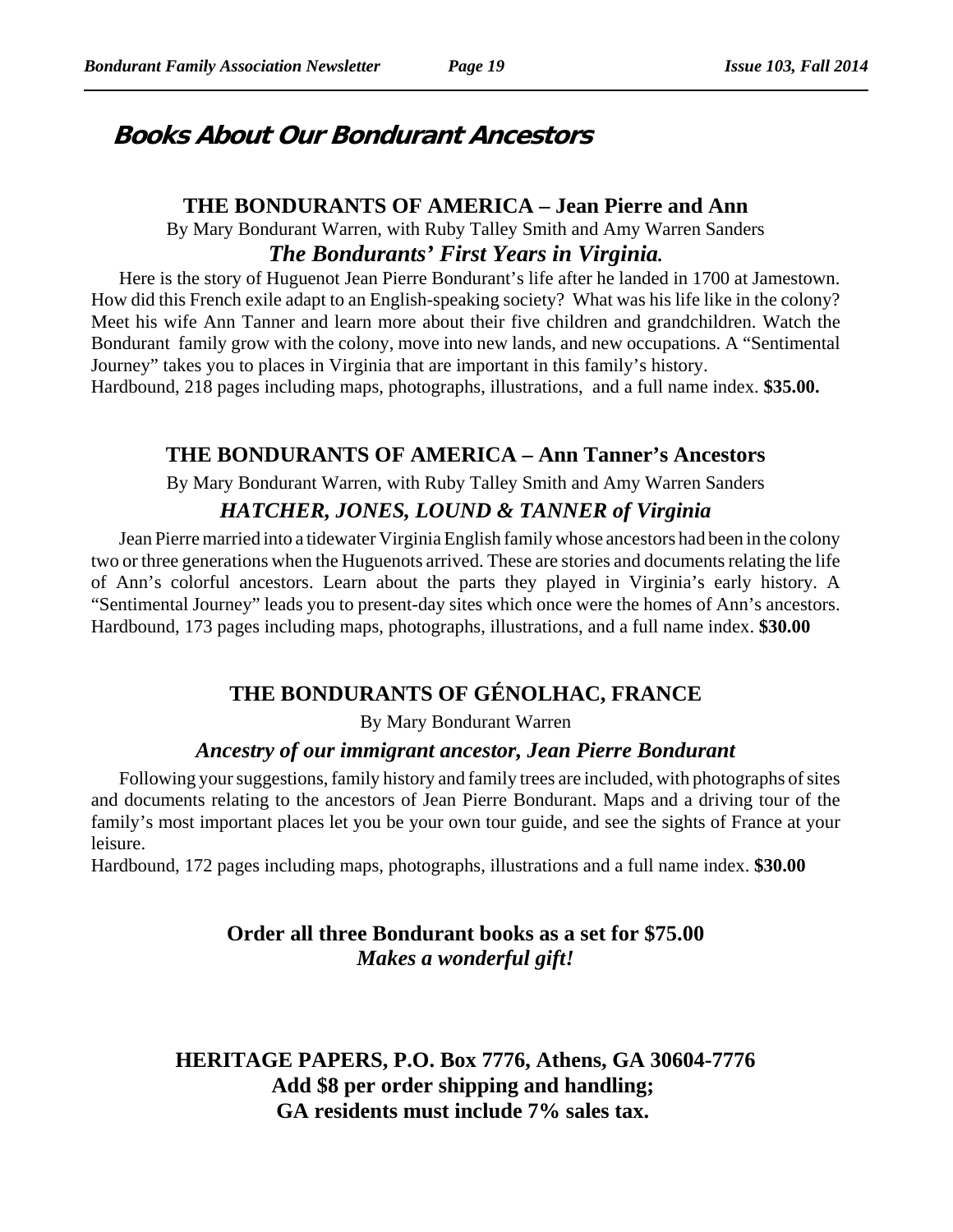# Books About Our Bondurant Ancestors

## THE BONDURANTS OF AMERICA – Jean Pierre and Ann

By Mary Bondurant Warren, with Ruby Talley Smith and Amy Warren Sanders

### *The Bondurants' First Years in Virginia.*

Here is the story of Huguenot Jean Pierre Bondurant's life after he landed in 1700 at Jamestown. How did this French exile adapt to an English-speaking society? What was his life like in the colony? Meet his wife Ann Tanner and learn more about their five children and grandchildren. Watch the Bondurant family grow with the colony, move into new lands, and new occupations. A "Sentimental Journey" takes you to places in Virginia that are important in this family's history.

Hardbound, 218 pages including maps, photographs, illustrations, and a full name index. **$35.00.**

## THE BONDURANTS OF AMERICA – Ann Tanner's Ancestors

By Mary Bondurant Warren, with Ruby Talley Smith and Amy Warren Sanders

### *HATCHER, JONES, LOUND & TANNER of Virginia*

Jean Pierre married into a tidewater Virginia English family whose ancestors had been in the colony two or three generations when the Huguenots arrived. These are stories and documents relating the life of Ann's colorful ancestors. Learn about the parts they played in Virginia's early history. A "Sentimental Journey" leads you to present-day sites which once were the homes of Ann's ancestors.

Hardbound, 173 pages including maps, photographs, illustrations, and a full name index. **$30.00**

## THE BONDURANTS OF GÉNOLHAC, FRANCE

By Mary Bondurant Warren

### *Ancestry of our immigrant ancestor, Jean Pierre Bondurant*

Following your suggestions, family history and family trees are included, with photographs of sites and documents relating to the ancestors of Jean Pierre Bondurant. Maps and a driving tour of the family's most important places let you be your own tour guide, and see the sights of France at your leisure.

Hardbound, 172 pages including maps, photographs, illustrations and a full name index. **$30.00**

**Order all three Bondurant books as a set for $75.00**
***Makes a wonderful gift!***

**HERITAGE PAPERS, P.O. Box 7776, Athens, GA 30604-7776**
**Add $8 per order shipping and handling;**
**GA residents must include 7% sales tax.**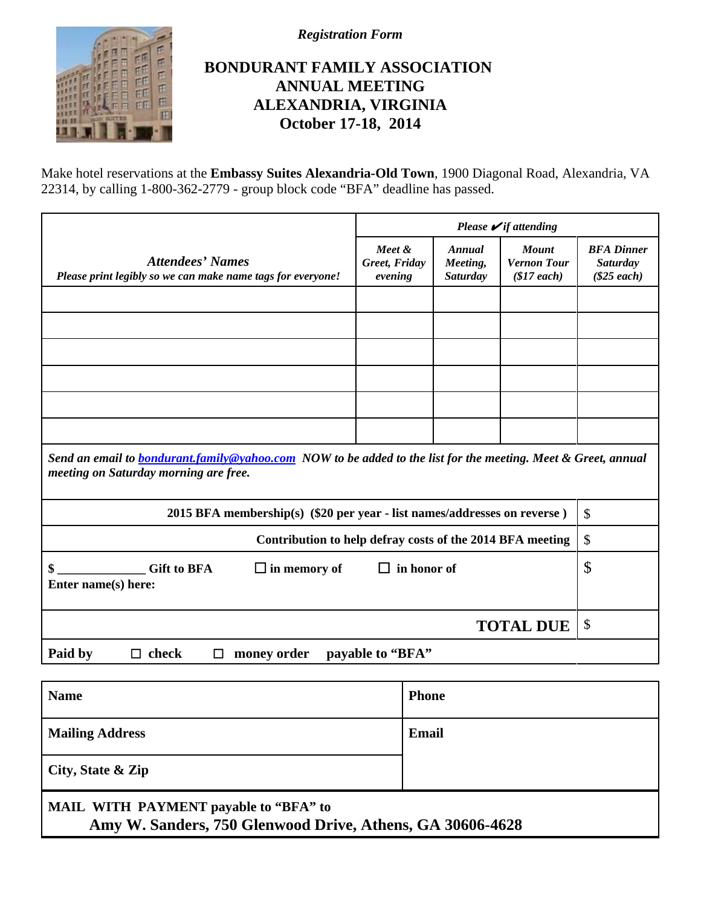*Registration Form*

# BONDURANT FAMILY ASSOCIATION ANNUAL MEETING ALEXANDRIA, VIRGINIA October 17-18, 2014

Make hotel reservations at the **Embassy Suites Alexandria-Old Town**, 1900 Diagonal Road, Alexandria, VA 22314, by calling 1-800-362-2779 - group block code "BFA" deadline has passed.

| *Attendees' Names* *Please print legibly so we can make name tags for everyone!* | *Please ✔ if attending* | | | |
|---|---|---|---|---|
| | ***Meet & Greet, Friday evening*** | ***Annual Meeting, Saturday*** | ***Mount Vernon Tour ($17 each)*** | ***BFA Dinner Saturday ($25 each)*** |
| | | | | |
| | | | | |
| | | | | |
| | | | | |
| | | | | |
| | | | | |

***Send an email to bondurant.family@yahoo.com NOW to be added to the list for the meeting. Meet & Greet, annual meeting on Saturday morning are free.***

| | |
|---|---|
| **2015 BFA membership(s) ($20 per year - list names/addresses on reverse )** | $ |
| **Contribution to help defray costs of the 2014 BFA meeting** | $ |
| **$ _____________ Gift to BFA ☐ in memory of ☐ in honor of** **Enter name(s) here:** | $ |
| **TOTAL DUE** | $ |
| **Paid by ☐ check ☐ money order payable to "BFA"** | |

| | |
|---|---|
| **Name** | **Phone** |
| **Mailing Address** | **Email** |
| **City, State & Zip** | |

**MAIL WITH PAYMENT payable to "BFA" to**
**Amy W. Sanders, 750 Glenwood Drive, Athens, GA 30606-4628**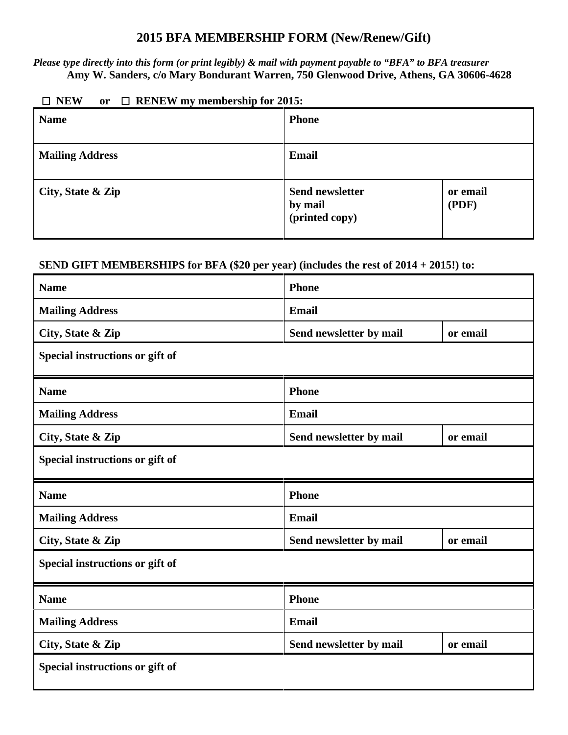# 2015 BFA MEMBERSHIP FORM (New/Renew/Gift)

*Please type directly into this form (or print legibly) & mail with payment payable to "BFA" to BFA treasurer*
**Amy W. Sanders, c/o Mary Bondurant Warren, 750 Glenwood Drive, Athens, GA 30606-4628**

**☐ NEW or ☐ RENEW my membership for 2015:**

| | | |
|---|---|---|
| **Name** | **Phone** | |
| **Mailing Address** | **Email** | |
| **City, State & Zip** | **Send newsletter by mail (printed copy)** | **or email (PDF)** |

**SEND GIFT MEMBERSHIPS for BFA ($20 per year) (includes the rest of 2014 + 2015!) to:**

| | | |
|---|---|---|
| **Name** | **Phone** | |
| **Mailing Address** | **Email** | |
| **City, State & Zip** | **Send newsletter by mail** | **or email** |
| **Special instructions or gift of** | | |
| **Name** | **Phone** | |
| **Mailing Address** | **Email** | |
| **City, State & Zip** | **Send newsletter by mail** | **or email** |
| **Special instructions or gift of** | | |
| **Name** | **Phone** | |
| **Mailing Address** | **Email** | |
| **City, State & Zip** | **Send newsletter by mail** | **or email** |
| **Special instructions or gift of** | | |
| **Name** | **Phone** | |
| **Mailing Address** | **Email** | |
| **City, State & Zip** | **Send newsletter by mail** | **or email** |
| **Special instructions or gift of** | | |